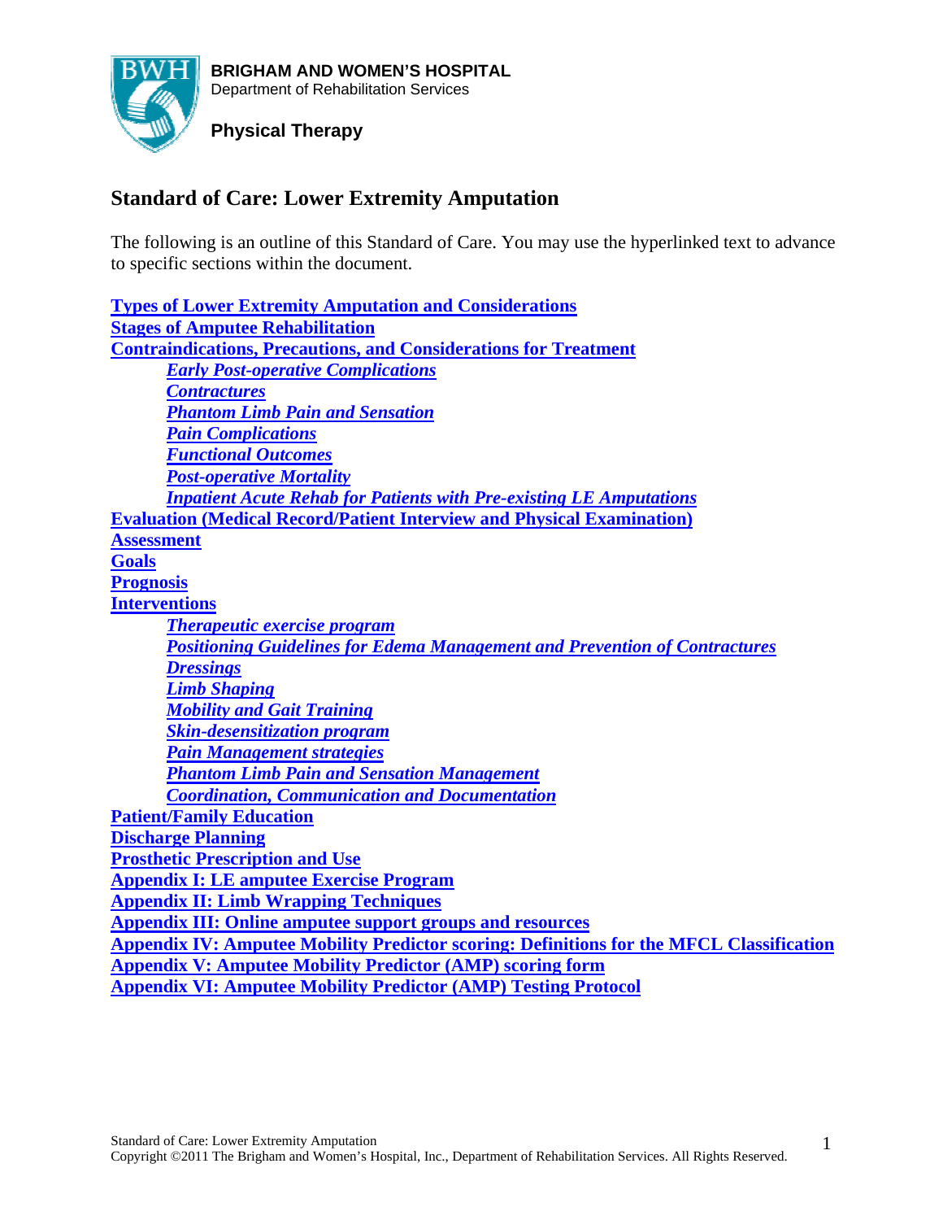**BRIGHAM AND WOMEN'S HOSPITAL**
Department of Rehabilitation Services

**Physical Therapy**

# Standard of Care: Lower Extremity Amputation

The following is an outline of this Standard of Care. You may use the hyperlinked text to advance to specific sections within the document.

**Types of Lower Extremity Amputation and Considerations**
**Stages of Amputee Rehabilitation**
**Contraindications, Precautions, and Considerations for Treatment**
- ***Early Post-operative Complications***
- ***Contractures***
- ***Phantom Limb Pain and Sensation***
- ***Pain Complications***
- ***Functional Outcomes***
- ***Post-operative Mortality***
- ***Inpatient Acute Rehab for Patients with Pre-existing LE Amputations***

**Evaluation (Medical Record/Patient Interview and Physical Examination)**
**Assessment**
**Goals**
**Prognosis**
**Interventions**
- ***Therapeutic exercise program***
- ***Positioning Guidelines for Edema Management and Prevention of Contractures***
- ***Dressings***
- ***Limb Shaping***
- ***Mobility and Gait Training***
- ***Skin-desensitization program***
- ***Pain Management strategies***
- ***Phantom Limb Pain and Sensation Management***
- ***Coordination, Communication and Documentation***

**Patient/Family Education**
**Discharge Planning**
**Prosthetic Prescription and Use**
**Appendix I: LE amputee Exercise Program**
**Appendix II: Limb Wrapping Techniques**
**Appendix III: Online amputee support groups and resources**
**Appendix IV: Amputee Mobility Predictor scoring: Definitions for the MFCL Classification**
**Appendix V: Amputee Mobility Predictor (AMP) scoring form**
**Appendix VI: Amputee Mobility Predictor (AMP) Testing Protocol**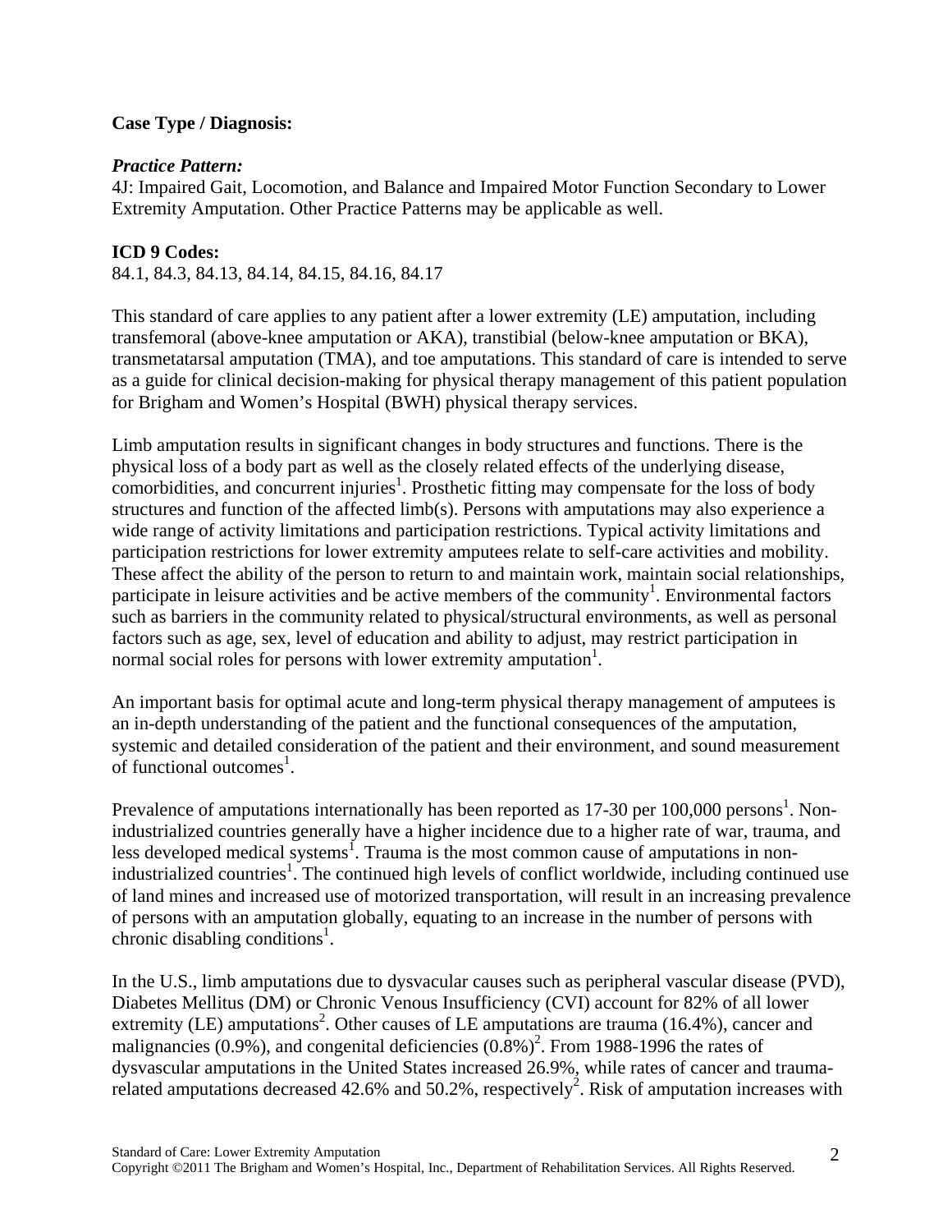**Case Type / Diagnosis:**

***Practice Pattern:***
4J: Impaired Gait, Locomotion, and Balance and Impaired Motor Function Secondary to Lower Extremity Amputation. Other Practice Patterns may be applicable as well.

**ICD 9 Codes:**
84.1, 84.3, 84.13, 84.14, 84.15, 84.16, 84.17

This standard of care applies to any patient after a lower extremity (LE) amputation, including transfemoral (above-knee amputation or AKA), transtibial (below-knee amputation or BKA), transmetatarsal amputation (TMA), and toe amputations. This standard of care is intended to serve as a guide for clinical decision-making for physical therapy management of this patient population for Brigham and Women's Hospital (BWH) physical therapy services.

Limb amputation results in significant changes in body structures and functions. There is the physical loss of a body part as well as the closely related effects of the underlying disease, comorbidities, and concurrent injuries[1]. Prosthetic fitting may compensate for the loss of body structures and function of the affected limb(s). Persons with amputations may also experience a wide range of activity limitations and participation restrictions. Typical activity limitations and participation restrictions for lower extremity amputees relate to self-care activities and mobility. These affect the ability of the person to return to and maintain work, maintain social relationships, participate in leisure activities and be active members of the community[1]. Environmental factors such as barriers in the community related to physical/structural environments, as well as personal factors such as age, sex, level of education and ability to adjust, may restrict participation in normal social roles for persons with lower extremity amputation[1].

An important basis for optimal acute and long-term physical therapy management of amputees is an in-depth understanding of the patient and the functional consequences of the amputation, systemic and detailed consideration of the patient and their environment, and sound measurement of functional outcomes[1].

Prevalence of amputations internationally has been reported as 17-30 per 100,000 persons[1]. Non-industrialized countries generally have a higher incidence due to a higher rate of war, trauma, and less developed medical systems[1]. Trauma is the most common cause of amputations in non-industrialized countries[1]. The continued high levels of conflict worldwide, including continued use of land mines and increased use of motorized transportation, will result in an increasing prevalence of persons with an amputation globally, equating to an increase in the number of persons with chronic disabling conditions[1].

In the U.S., limb amputations due to dysvacular causes such as peripheral vascular disease (PVD), Diabetes Mellitus (DM) or Chronic Venous Insufficiency (CVI) account for 82% of all lower extremity (LE) amputations[2]. Other causes of LE amputations are trauma (16.4%), cancer and malignancies (0.9%), and congenital deficiencies (0.8%)[2]. From 1988-1996 the rates of dysvascular amputations in the United States increased 26.9%, while rates of cancer and trauma-related amputations decreased 42.6% and 50.2%, respectively[2]. Risk of amputation increases with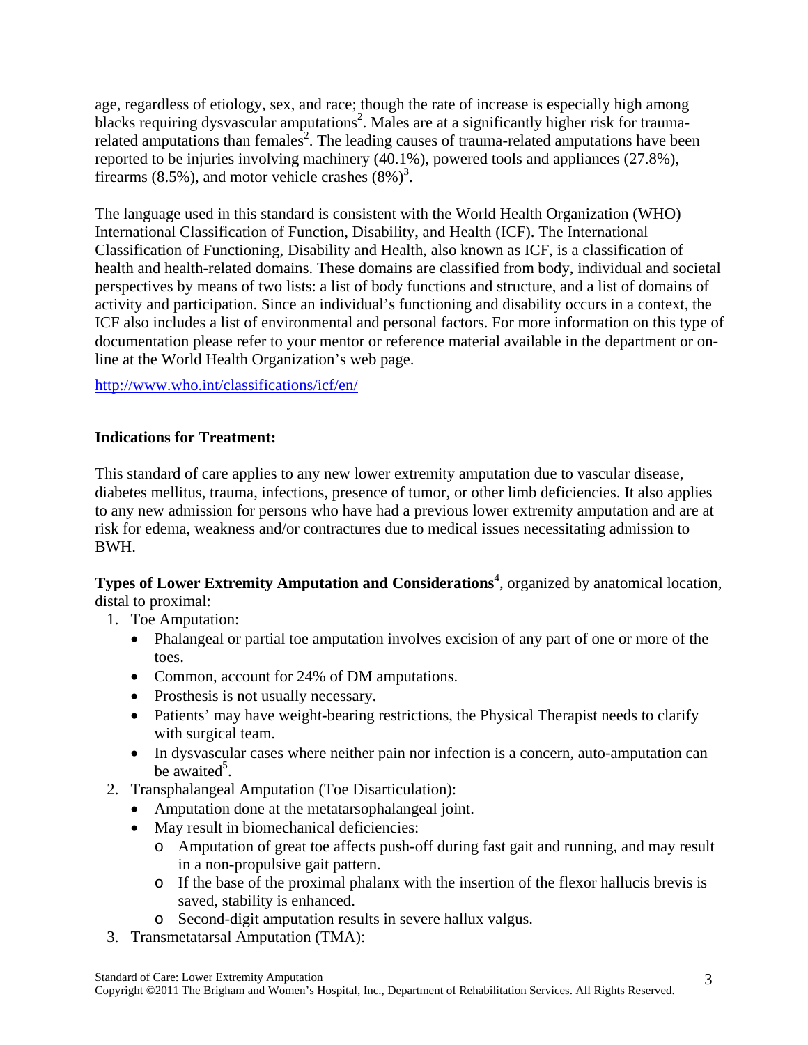age, regardless of etiology, sex, and race; though the rate of increase is especially high among blacks requiring dysvascular amputations[2]. Males are at a significantly higher risk for trauma-related amputations than females[2]. The leading causes of trauma-related amputations have been reported to be injuries involving machinery (40.1%), powered tools and appliances (27.8%), firearms (8.5%), and motor vehicle crashes (8%)[3].

The language used in this standard is consistent with the World Health Organization (WHO) International Classification of Function, Disability, and Health (ICF). The International Classification of Functioning, Disability and Health, also known as ICF, is a classification of health and health-related domains. These domains are classified from body, individual and societal perspectives by means of two lists: a list of body functions and structure, and a list of domains of activity and participation. Since an individual's functioning and disability occurs in a context, the ICF also includes a list of environmental and personal factors. For more information on this type of documentation please refer to your mentor or reference material available in the department or on-line at the World Health Organization's web page.

http://www.who.int/classifications/icf/en/

**Indications for Treatment:**

This standard of care applies to any new lower extremity amputation due to vascular disease, diabetes mellitus, trauma, infections, presence of tumor, or other limb deficiencies. It also applies to any new admission for persons who have had a previous lower extremity amputation and are at risk for edema, weakness and/or contractures due to medical issues necessitating admission to BWH.

**Types of Lower Extremity Amputation and Considerations**[4], organized by anatomical location, distal to proximal:

1. Toe Amputation:
   - Phalangeal or partial toe amputation involves excision of any part of one or more of the toes.
   - Common, account for 24% of DM amputations.
   - Prosthesis is not usually necessary.
   - Patients' may have weight-bearing restrictions, the Physical Therapist needs to clarify with surgical team.
   - In dysvascular cases where neither pain nor infection is a concern, auto-amputation can be awaited[5].
2. Transphalangeal Amputation (Toe Disarticulation):
   - Amputation done at the metatarsophalangeal joint.
   - May result in biomechanical deficiencies:
     - Amputation of great toe affects push-off during fast gait and running, and may result in a non-propulsive gait pattern.
     - If the base of the proximal phalanx with the insertion of the flexor hallucis brevis is saved, stability is enhanced.
     - Second-digit amputation results in severe hallux valgus.
3. Transmetatarsal Amputation (TMA):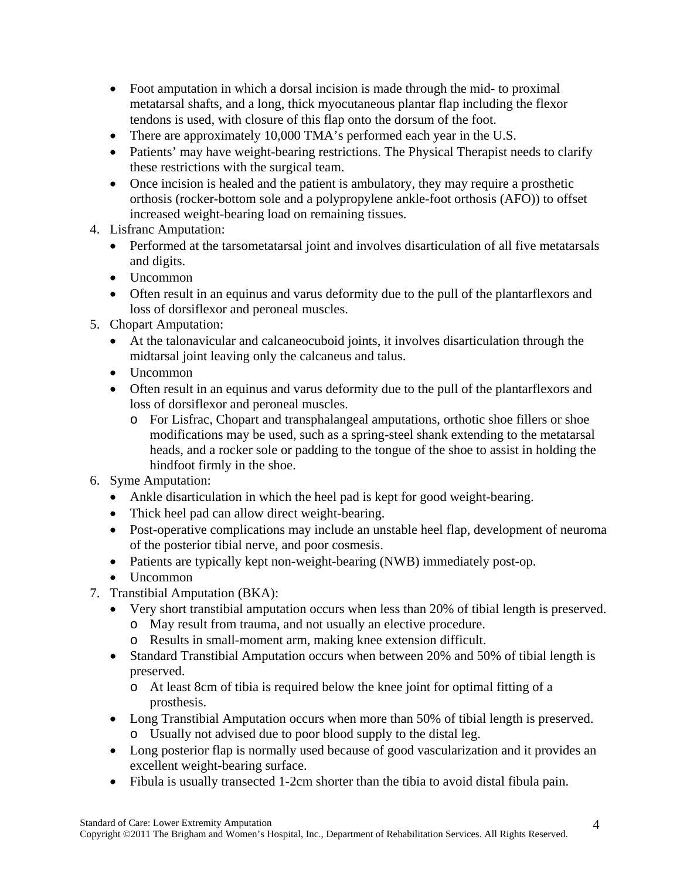- Foot amputation in which a dorsal incision is made through the mid- to proximal metatarsal shafts, and a long, thick myocutaneous plantar flap including the flexor tendons is used, with closure of this flap onto the dorsum of the foot.
- There are approximately 10,000 TMA's performed each year in the U.S.
- Patients' may have weight-bearing restrictions. The Physical Therapist needs to clarify these restrictions with the surgical team.
- Once incision is healed and the patient is ambulatory, they may require a prosthetic orthosis (rocker-bottom sole and a polypropylene ankle-foot orthosis (AFO)) to offset increased weight-bearing load on remaining tissues.

4. Lisfranc Amputation:
   - Performed at the tarsometatarsal joint and involves disarticulation of all five metatarsals and digits.
   - Uncommon
   - Often result in an equinus and varus deformity due to the pull of the plantarflexors and loss of dorsiflexor and peroneal muscles.
5. Chopart Amputation:
   - At the talonavicular and calcaneocuboid joints, it involves disarticulation through the midtarsal joint leaving only the calcaneus and talus.
   - Uncommon
   - Often result in an equinus and varus deformity due to the pull of the plantarflexors and loss of dorsiflexor and peroneal muscles.
     - For Lisfrac, Chopart and transphalangeal amputations, orthotic shoe fillers or shoe modifications may be used, such as a spring-steel shank extending to the metatarsal heads, and a rocker sole or padding to the tongue of the shoe to assist in holding the hindfoot firmly in the shoe.
6. Syme Amputation:
   - Ankle disarticulation in which the heel pad is kept for good weight-bearing.
   - Thick heel pad can allow direct weight-bearing.
   - Post-operative complications may include an unstable heel flap, development of neuroma of the posterior tibial nerve, and poor cosmesis.
   - Patients are typically kept non-weight-bearing (NWB) immediately post-op.
   - Uncommon
7. Transtibial Amputation (BKA):
   - Very short transtibial amputation occurs when less than 20% of tibial length is preserved.
     - May result from trauma, and not usually an elective procedure.
     - Results in small-moment arm, making knee extension difficult.
   - Standard Transtibial Amputation occurs when between 20% and 50% of tibial length is preserved.
     - At least 8cm of tibia is required below the knee joint for optimal fitting of a prosthesis.
   - Long Transtibial Amputation occurs when more than 50% of tibial length is preserved.
     - Usually not advised due to poor blood supply to the distal leg.
   - Long posterior flap is normally used because of good vascularization and it provides an excellent weight-bearing surface.
   - Fibula is usually transected 1-2cm shorter than the tibia to avoid distal fibula pain.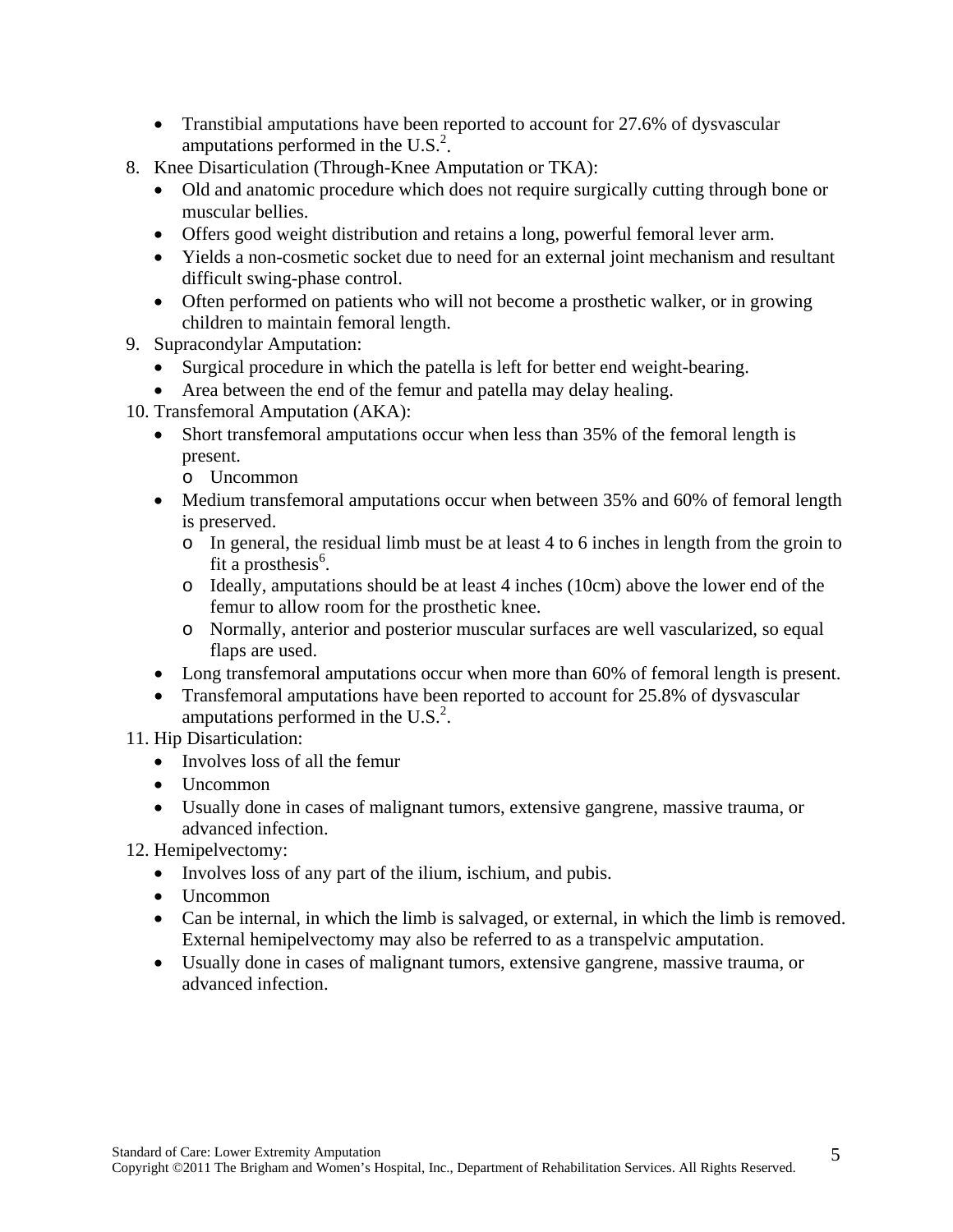- Transtibial amputations have been reported to account for 27.6% of dysvascular amputations performed in the U.S.[2].

8. Knee Disarticulation (Through-Knee Amputation or TKA):
   - Old and anatomic procedure which does not require surgically cutting through bone or muscular bellies.
   - Offers good weight distribution and retains a long, powerful femoral lever arm.
   - Yields a non-cosmetic socket due to need for an external joint mechanism and resultant difficult swing-phase control.
   - Often performed on patients who will not become a prosthetic walker, or in growing children to maintain femoral length.
9. Supracondylar Amputation:
   - Surgical procedure in which the patella is left for better end weight-bearing.
   - Area between the end of the femur and patella may delay healing.
10. Transfemoral Amputation (AKA):
    - Short transfemoral amputations occur when less than 35% of the femoral length is present.
      - Uncommon
    - Medium transfemoral amputations occur when between 35% and 60% of femoral length is preserved.
      - In general, the residual limb must be at least 4 to 6 inches in length from the groin to fit a prosthesis[6].
      - Ideally, amputations should be at least 4 inches (10cm) above the lower end of the femur to allow room for the prosthetic knee.
      - Normally, anterior and posterior muscular surfaces are well vascularized, so equal flaps are used.
    - Long transfemoral amputations occur when more than 60% of femoral length is present.
    - Transfemoral amputations have been reported to account for 25.8% of dysvascular amputations performed in the U.S.[2].
11. Hip Disarticulation:
    - Involves loss of all the femur
    - Uncommon
    - Usually done in cases of malignant tumors, extensive gangrene, massive trauma, or advanced infection.
12. Hemipelvectomy:
    - Involves loss of any part of the ilium, ischium, and pubis.
    - Uncommon
    - Can be internal, in which the limb is salvaged, or external, in which the limb is removed. External hemipelvectomy may also be referred to as a transpelvic amputation.
    - Usually done in cases of malignant tumors, extensive gangrene, massive trauma, or advanced infection.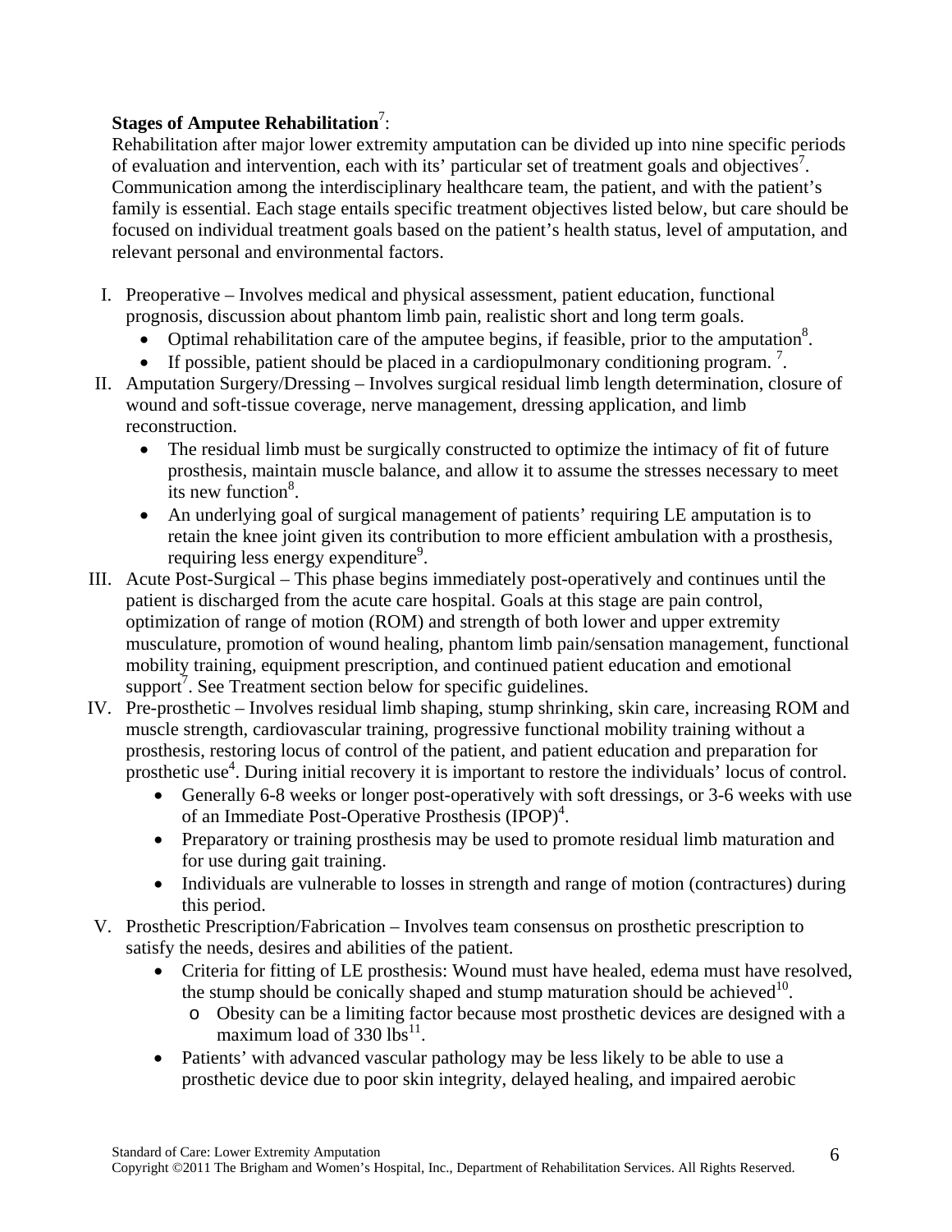**Stages of Amputee Rehabilitation**[7]:

Rehabilitation after major lower extremity amputation can be divided up into nine specific periods of evaluation and intervention, each with its' particular set of treatment goals and objectives[7]. Communication among the interdisciplinary healthcare team, the patient, and with the patient's family is essential. Each stage entails specific treatment objectives listed below, but care should be focused on individual treatment goals based on the patient's health status, level of amputation, and relevant personal and environmental factors.

I. Preoperative – Involves medical and physical assessment, patient education, functional prognosis, discussion about phantom limb pain, realistic short and long term goals.
   - Optimal rehabilitation care of the amputee begins, if feasible, prior to the amputation[8].
   - If possible, patient should be placed in a cardiopulmonary conditioning program. [7].

II. Amputation Surgery/Dressing – Involves surgical residual limb length determination, closure of wound and soft-tissue coverage, nerve management, dressing application, and limb reconstruction.
   - The residual limb must be surgically constructed to optimize the intimacy of fit of future prosthesis, maintain muscle balance, and allow it to assume the stresses necessary to meet its new function[8].
   - An underlying goal of surgical management of patients' requiring LE amputation is to retain the knee joint given its contribution to more efficient ambulation with a prosthesis, requiring less energy expenditure[9].

III. Acute Post-Surgical – This phase begins immediately post-operatively and continues until the patient is discharged from the acute care hospital. Goals at this stage are pain control, optimization of range of motion (ROM) and strength of both lower and upper extremity musculature, promotion of wound healing, phantom limb pain/sensation management, functional mobility training, equipment prescription, and continued patient education and emotional support[7]. See Treatment section below for specific guidelines.

IV. Pre-prosthetic – Involves residual limb shaping, stump shrinking, skin care, increasing ROM and muscle strength, cardiovascular training, progressive functional mobility training without a prosthesis, restoring locus of control of the patient, and patient education and preparation for prosthetic use[4]. During initial recovery it is important to restore the individuals' locus of control.
   - Generally 6-8 weeks or longer post-operatively with soft dressings, or 3-6 weeks with use of an Immediate Post-Operative Prosthesis (IPOP)[4].
   - Preparatory or training prosthesis may be used to promote residual limb maturation and for use during gait training.
   - Individuals are vulnerable to losses in strength and range of motion (contractures) during this period.

V. Prosthetic Prescription/Fabrication – Involves team consensus on prosthetic prescription to satisfy the needs, desires and abilities of the patient.
   - Criteria for fitting of LE prosthesis: Wound must have healed, edema must have resolved, the stump should be conically shaped and stump maturation should be achieved[10].
     - Obesity can be a limiting factor because most prosthetic devices are designed with a maximum load of 330 lbs[11].
   - Patients' with advanced vascular pathology may be less likely to be able to use a prosthetic device due to poor skin integrity, delayed healing, and impaired aerobic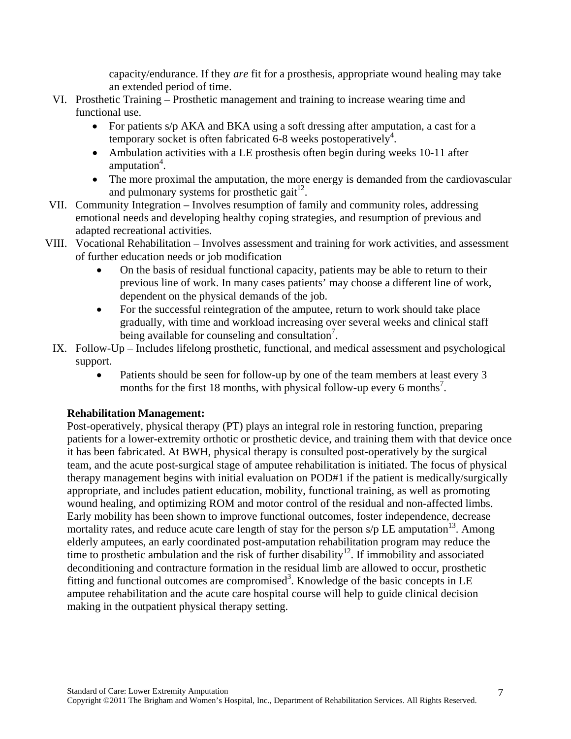capacity/endurance. If they *are* fit for a prosthesis, appropriate wound healing may take an extended period of time.

VI. Prosthetic Training – Prosthetic management and training to increase wearing time and functional use.
   - For patients s/p AKA and BKA using a soft dressing after amputation, a cast for a temporary socket is often fabricated 6-8 weeks postoperatively[4].
   - Ambulation activities with a LE prosthesis often begin during weeks 10-11 after amputation[4].
   - The more proximal the amputation, the more energy is demanded from the cardiovascular and pulmonary systems for prosthetic gait[12].

VII. Community Integration – Involves resumption of family and community roles, addressing emotional needs and developing healthy coping strategies, and resumption of previous and adapted recreational activities.

VIII. Vocational Rehabilitation – Involves assessment and training for work activities, and assessment of further education needs or job modification
   - On the basis of residual functional capacity, patients may be able to return to their previous line of work. In many cases patients' may choose a different line of work, dependent on the physical demands of the job.
   - For the successful reintegration of the amputee, return to work should take place gradually, with time and workload increasing over several weeks and clinical staff being available for counseling and consultation[7].

IX. Follow-Up – Includes lifelong prosthetic, functional, and medical assessment and psychological support.
   - Patients should be seen for follow-up by one of the team members at least every 3 months for the first 18 months, with physical follow-up every 6 months[7].

**Rehabilitation Management:**

Post-operatively, physical therapy (PT) plays an integral role in restoring function, preparing patients for a lower-extremity orthotic or prosthetic device, and training them with that device once it has been fabricated. At BWH, physical therapy is consulted post-operatively by the surgical team, and the acute post-surgical stage of amputee rehabilitation is initiated. The focus of physical therapy management begins with initial evaluation on POD#1 if the patient is medically/surgically appropriate, and includes patient education, mobility, functional training, as well as promoting wound healing, and optimizing ROM and motor control of the residual and non-affected limbs. Early mobility has been shown to improve functional outcomes, foster independence, decrease mortality rates, and reduce acute care length of stay for the person s/p LE amputation[13]. Among elderly amputees, an early coordinated post-amputation rehabilitation program may reduce the time to prosthetic ambulation and the risk of further disability[12]. If immobility and associated deconditioning and contracture formation in the residual limb are allowed to occur, prosthetic fitting and functional outcomes are compromised[3]. Knowledge of the basic concepts in LE amputee rehabilitation and the acute care hospital course will help to guide clinical decision making in the outpatient physical therapy setting.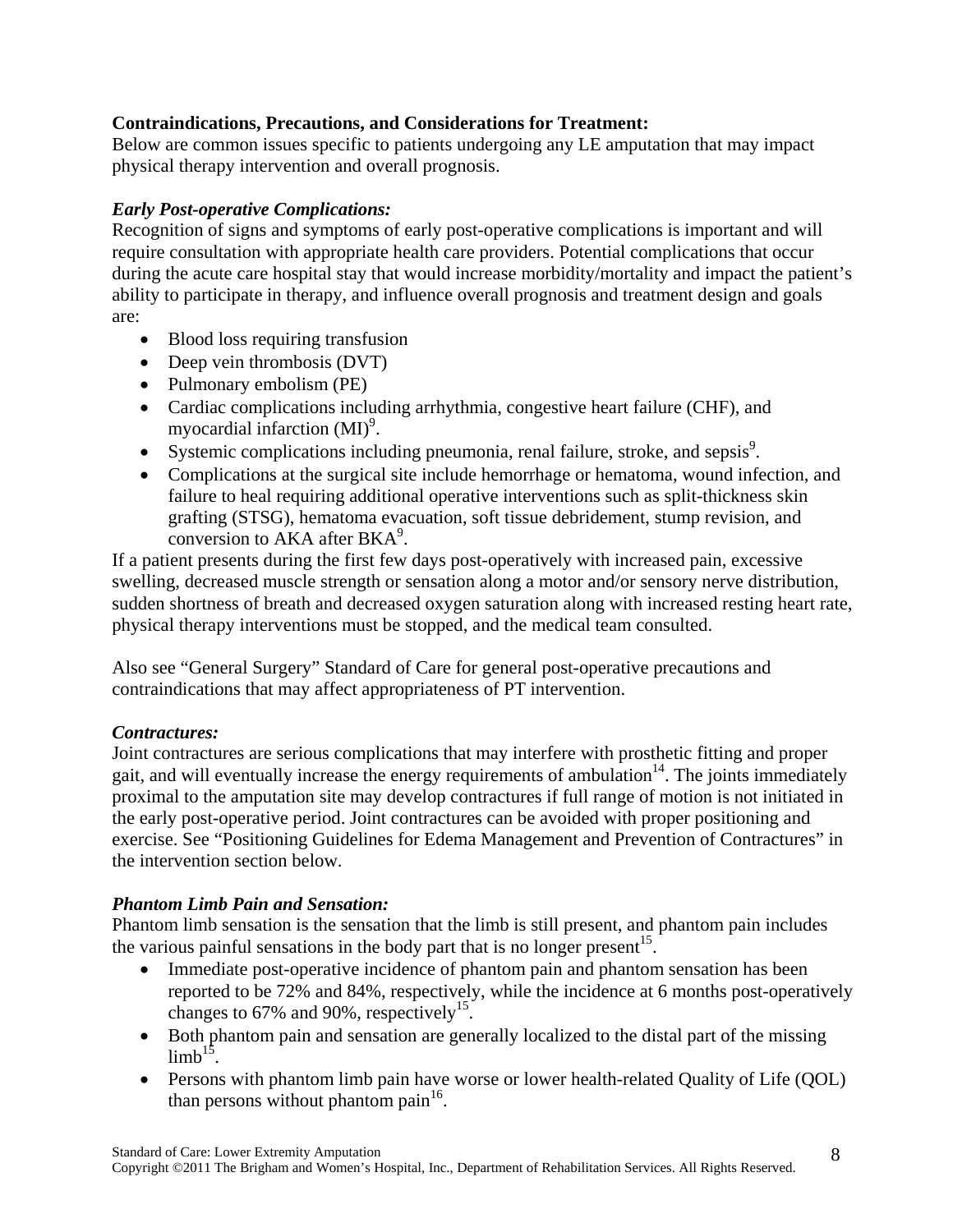**Contraindications, Precautions, and Considerations for Treatment:**
Below are common issues specific to patients undergoing any LE amputation that may impact physical therapy intervention and overall prognosis.

***Early Post-operative Complications:***
Recognition of signs and symptoms of early post-operative complications is important and will require consultation with appropriate health care providers. Potential complications that occur during the acute care hospital stay that would increase morbidity/mortality and impact the patient's ability to participate in therapy, and influence overall prognosis and treatment design and goals are:

- Blood loss requiring transfusion
- Deep vein thrombosis (DVT)
- Pulmonary embolism (PE)
- Cardiac complications including arrhythmia, congestive heart failure (CHF), and myocardial infarction (MI)[9].
- Systemic complications including pneumonia, renal failure, stroke, and sepsis[9].
- Complications at the surgical site include hemorrhage or hematoma, wound infection, and failure to heal requiring additional operative interventions such as split-thickness skin grafting (STSG), hematoma evacuation, soft tissue debridement, stump revision, and conversion to AKA after BKA[9].

If a patient presents during the first few days post-operatively with increased pain, excessive swelling, decreased muscle strength or sensation along a motor and/or sensory nerve distribution, sudden shortness of breath and decreased oxygen saturation along with increased resting heart rate, physical therapy interventions must be stopped, and the medical team consulted.

Also see "General Surgery" Standard of Care for general post-operative precautions and contraindications that may affect appropriateness of PT intervention.

***Contractures:***
Joint contractures are serious complications that may interfere with prosthetic fitting and proper gait, and will eventually increase the energy requirements of ambulation[14]. The joints immediately proximal to the amputation site may develop contractures if full range of motion is not initiated in the early post-operative period. Joint contractures can be avoided with proper positioning and exercise. See "Positioning Guidelines for Edema Management and Prevention of Contractures" in the intervention section below.

***Phantom Limb Pain and Sensation:***
Phantom limb sensation is the sensation that the limb is still present, and phantom pain includes the various painful sensations in the body part that is no longer present[15].

- Immediate post-operative incidence of phantom pain and phantom sensation has been reported to be 72% and 84%, respectively, while the incidence at 6 months post-operatively changes to 67% and 90%, respectively[15].
- Both phantom pain and sensation are generally localized to the distal part of the missing limb[15].
- Persons with phantom limb pain have worse or lower health-related Quality of Life (QOL) than persons without phantom pain[16].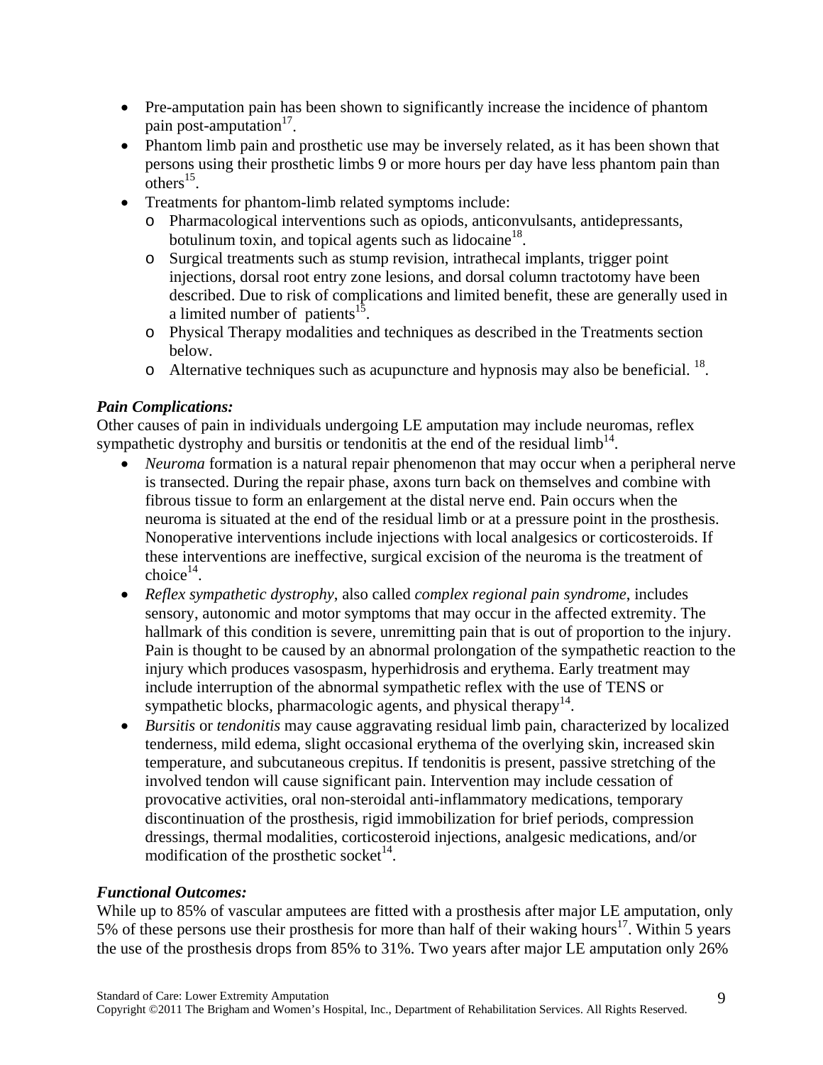- Pre-amputation pain has been shown to significantly increase the incidence of phantom pain post-amputation[17].
- Phantom limb pain and prosthetic use may be inversely related, as it has been shown that persons using their prosthetic limbs 9 or more hours per day have less phantom pain than others[15].
- Treatments for phantom-limb related symptoms include:
  - Pharmacological interventions such as opiods, anticonvulsants, antidepressants, botulinum toxin, and topical agents such as lidocaine[18].
  - Surgical treatments such as stump revision, intrathecal implants, trigger point injections, dorsal root entry zone lesions, and dorsal column tractotomy have been described. Due to risk of complications and limited benefit, these are generally used in a limited number of patients[15].
  - Physical Therapy modalities and techniques as described in the Treatments section below.
  - Alternative techniques such as acupuncture and hypnosis may also be beneficial. [18].

***Pain Complications:***

Other causes of pain in individuals undergoing LE amputation may include neuromas, reflex sympathetic dystrophy and bursitis or tendonitis at the end of the residual limb[14].

- *Neuroma* formation is a natural repair phenomenon that may occur when a peripheral nerve is transected. During the repair phase, axons turn back on themselves and combine with fibrous tissue to form an enlargement at the distal nerve end. Pain occurs when the neuroma is situated at the end of the residual limb or at a pressure point in the prosthesis. Nonoperative interventions include injections with local analgesics or corticosteroids. If these interventions are ineffective, surgical excision of the neuroma is the treatment of choice[14].
- *Reflex sympathetic dystrophy*, also called *complex regional pain syndrome*, includes sensory, autonomic and motor symptoms that may occur in the affected extremity. The hallmark of this condition is severe, unremitting pain that is out of proportion to the injury. Pain is thought to be caused by an abnormal prolongation of the sympathetic reaction to the injury which produces vasospasm, hyperhidrosis and erythema. Early treatment may include interruption of the abnormal sympathetic reflex with the use of TENS or sympathetic blocks, pharmacologic agents, and physical therapy[14].
- *Bursitis* or *tendonitis* may cause aggravating residual limb pain, characterized by localized tenderness, mild edema, slight occasional erythema of the overlying skin, increased skin temperature, and subcutaneous crepitus. If tendonitis is present, passive stretching of the involved tendon will cause significant pain. Intervention may include cessation of provocative activities, oral non-steroidal anti-inflammatory medications, temporary discontinuation of the prosthesis, rigid immobilization for brief periods, compression dressings, thermal modalities, corticosteroid injections, analgesic medications, and/or modification of the prosthetic socket[14].

***Functional Outcomes:***

While up to 85% of vascular amputees are fitted with a prosthesis after major LE amputation, only 5% of these persons use their prosthesis for more than half of their waking hours[17]. Within 5 years the use of the prosthesis drops from 85% to 31%. Two years after major LE amputation only 26%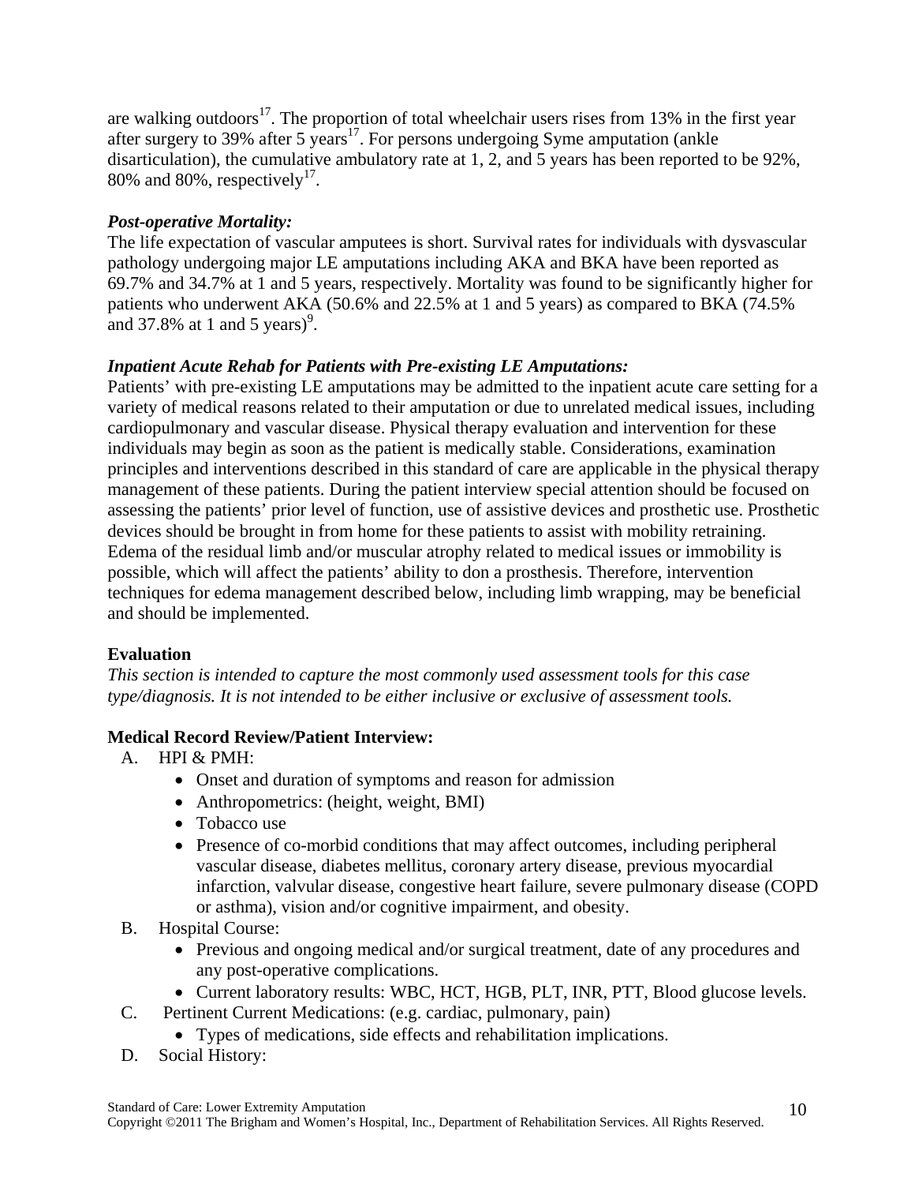are walking outdoors[17]. The proportion of total wheelchair users rises from 13% in the first year after surgery to 39% after 5 years[17]. For persons undergoing Syme amputation (ankle disarticulation), the cumulative ambulatory rate at 1, 2, and 5 years has been reported to be 92%, 80% and 80%, respectively[17].

***Post-operative Mortality:***
The life expectation of vascular amputees is short. Survival rates for individuals with dysvascular pathology undergoing major LE amputations including AKA and BKA have been reported as 69.7% and 34.7% at 1 and 5 years, respectively. Mortality was found to be significantly higher for patients who underwent AKA (50.6% and 22.5% at 1 and 5 years) as compared to BKA (74.5% and 37.8% at 1 and 5 years)[9].

***Inpatient Acute Rehab for Patients with Pre-existing LE Amputations:***
Patients' with pre-existing LE amputations may be admitted to the inpatient acute care setting for a variety of medical reasons related to their amputation or due to unrelated medical issues, including cardiopulmonary and vascular disease. Physical therapy evaluation and intervention for these individuals may begin as soon as the patient is medically stable. Considerations, examination principles and interventions described in this standard of care are applicable in the physical therapy management of these patients. During the patient interview special attention should be focused on assessing the patients' prior level of function, use of assistive devices and prosthetic use. Prosthetic devices should be brought in from home for these patients to assist with mobility retraining. Edema of the residual limb and/or muscular atrophy related to medical issues or immobility is possible, which will affect the patients' ability to don a prosthesis. Therefore, intervention techniques for edema management described below, including limb wrapping, may be beneficial and should be implemented.

## Evaluation

*This section is intended to capture the most commonly used assessment tools for this case type/diagnosis. It is not intended to be either inclusive or exclusive of assessment tools.*

### Medical Record Review/Patient Interview:

A. HPI & PMH:
   - Onset and duration of symptoms and reason for admission
   - Anthropometrics: (height, weight, BMI)
   - Tobacco use
   - Presence of co-morbid conditions that may affect outcomes, including peripheral vascular disease, diabetes mellitus, coronary artery disease, previous myocardial infarction, valvular disease, congestive heart failure, severe pulmonary disease (COPD or asthma), vision and/or cognitive impairment, and obesity.

B. Hospital Course:
   - Previous and ongoing medical and/or surgical treatment, date of any procedures and any post-operative complications.
   - Current laboratory results: WBC, HCT, HGB, PLT, INR, PTT, Blood glucose levels.

C. Pertinent Current Medications: (e.g. cardiac, pulmonary, pain)
   - Types of medications, side effects and rehabilitation implications.

D. Social History: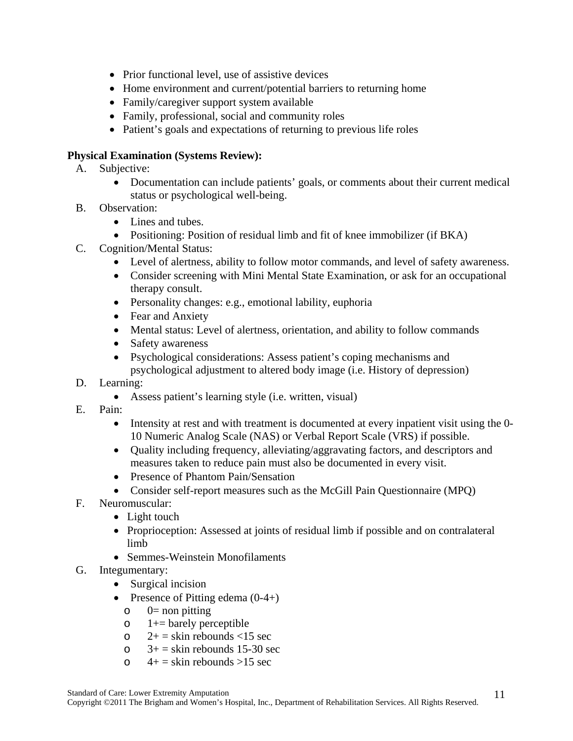- Prior functional level, use of assistive devices
- Home environment and current/potential barriers to returning home
- Family/caregiver support system available
- Family, professional, social and community roles
- Patient's goals and expectations of returning to previous life roles

**Physical Examination (Systems Review):**

A. Subjective:
   - Documentation can include patients' goals, or comments about their current medical status or psychological well-being.

B. Observation:
   - Lines and tubes.
   - Positioning: Position of residual limb and fit of knee immobilizer (if BKA)

C. Cognition/Mental Status:
   - Level of alertness, ability to follow motor commands, and level of safety awareness.
   - Consider screening with Mini Mental State Examination, or ask for an occupational therapy consult.
   - Personality changes: e.g., emotional lability, euphoria
   - Fear and Anxiety
   - Mental status: Level of alertness, orientation, and ability to follow commands
   - Safety awareness
   - Psychological considerations: Assess patient's coping mechanisms and psychological adjustment to altered body image (i.e. History of depression)

D. Learning:
   - Assess patient's learning style (i.e. written, visual)

E. Pain:
   - Intensity at rest and with treatment is documented at every inpatient visit using the 0-10 Numeric Analog Scale (NAS) or Verbal Report Scale (VRS) if possible.
   - Quality including frequency, alleviating/aggravating factors, and descriptors and measures taken to reduce pain must also be documented in every visit.
   - Presence of Phantom Pain/Sensation
   - Consider self-report measures such as the McGill Pain Questionnaire (MPQ)

F. Neuromuscular:
   - Light touch
   - Proprioception: Assessed at joints of residual limb if possible and on contralateral limb
   - Semmes-Weinstein Monofilaments

G. Integumentary:
   - Surgical incision
   - Presence of Pitting edema (0-4+)
     - 0= non pitting
     - 1+= barely perceptible
     - 2+ = skin rebounds <15 sec
     - 3+ = skin rebounds 15-30 sec
     - 4+ = skin rebounds >15 sec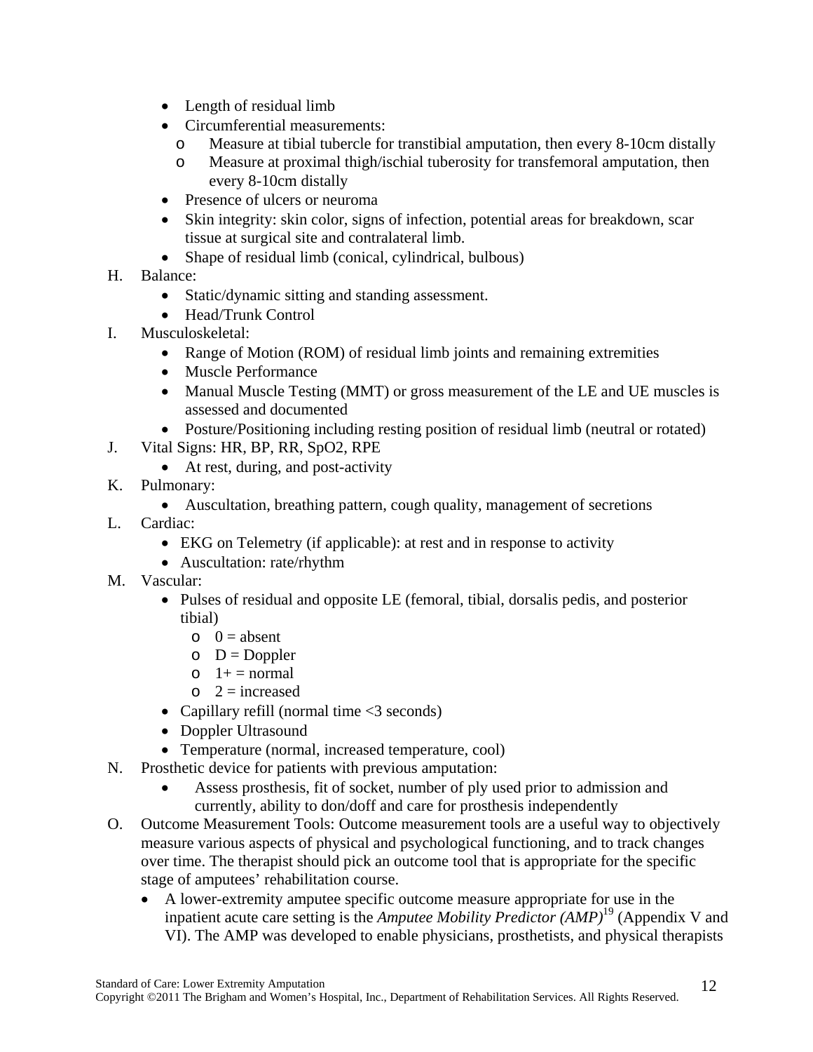- Length of residual limb
- Circumferential measurements:
  - Measure at tibial tubercle for transtibial amputation, then every 8-10cm distally
  - Measure at proximal thigh/ischial tuberosity for transfemoral amputation, then every 8-10cm distally
- Presence of ulcers or neuroma
- Skin integrity: skin color, signs of infection, potential areas for breakdown, scar tissue at surgical site and contralateral limb.
- Shape of residual limb (conical, cylindrical, bulbous)

H. Balance:
- Static/dynamic sitting and standing assessment.
- Head/Trunk Control

I. Musculoskeletal:
- Range of Motion (ROM) of residual limb joints and remaining extremities
- Muscle Performance
- Manual Muscle Testing (MMT) or gross measurement of the LE and UE muscles is assessed and documented
- Posture/Positioning including resting position of residual limb (neutral or rotated)

J. Vital Signs: HR, BP, RR, SpO2, RPE
- At rest, during, and post-activity

K. Pulmonary:
- Auscultation, breathing pattern, cough quality, management of secretions

L. Cardiac:
- EKG on Telemetry (if applicable): at rest and in response to activity
- Auscultation: rate/rhythm

M. Vascular:
- Pulses of residual and opposite LE (femoral, tibial, dorsalis pedis, and posterior tibial)
  - 0 = absent
  - D = Doppler
  - 1+ = normal
  - 2 = increased
- Capillary refill (normal time <3 seconds)
- Doppler Ultrasound
- Temperature (normal, increased temperature, cool)

N. Prosthetic device for patients with previous amputation:
- Assess prosthesis, fit of socket, number of ply used prior to admission and currently, ability to don/doff and care for prosthesis independently

O. Outcome Measurement Tools: Outcome measurement tools are a useful way to objectively measure various aspects of physical and psychological functioning, and to track changes over time. The therapist should pick an outcome tool that is appropriate for the specific stage of amputees' rehabilitation course.
- A lower-extremity amputee specific outcome measure appropriate for use in the inpatient acute care setting is the *Amputee Mobility Predictor (AMP)*[19] (Appendix V and VI). The AMP was developed to enable physicians, prosthetists, and physical therapists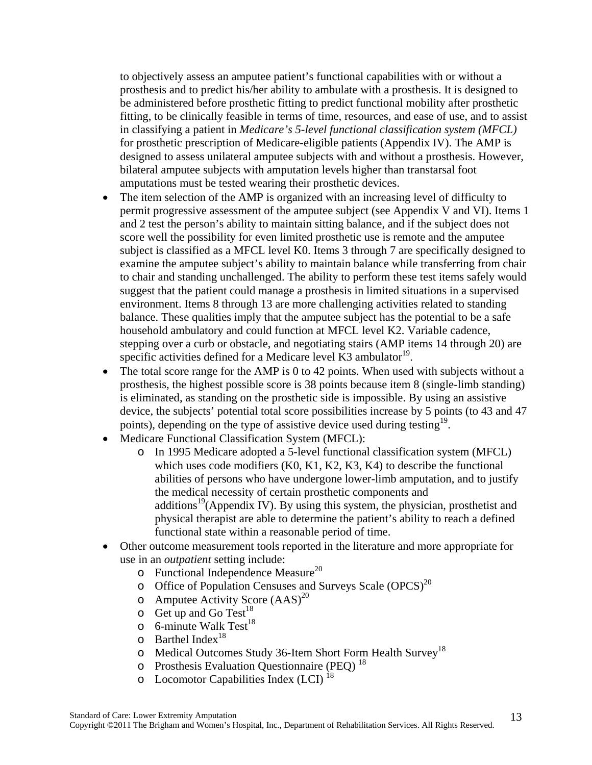to objectively assess an amputee patient's functional capabilities with or without a prosthesis and to predict his/her ability to ambulate with a prosthesis. It is designed to be administered before prosthetic fitting to predict functional mobility after prosthetic fitting, to be clinically feasible in terms of time, resources, and ease of use, and to assist in classifying a patient in *Medicare's 5-level functional classification system (MFCL)* for prosthetic prescription of Medicare-eligible patients (Appendix IV). The AMP is designed to assess unilateral amputee subjects with and without a prosthesis. However, bilateral amputee subjects with amputation levels higher than transtarsal foot amputations must be tested wearing their prosthetic devices.

- The item selection of the AMP is organized with an increasing level of difficulty to permit progressive assessment of the amputee subject (see Appendix V and VI). Items 1 and 2 test the person's ability to maintain sitting balance, and if the subject does not score well the possibility for even limited prosthetic use is remote and the amputee subject is classified as a MFCL level K0. Items 3 through 7 are specifically designed to examine the amputee subject's ability to maintain balance while transferring from chair to chair and standing unchallenged. The ability to perform these test items safely would suggest that the patient could manage a prosthesis in limited situations in a supervised environment. Items 8 through 13 are more challenging activities related to standing balance. These qualities imply that the amputee subject has the potential to be a safe household ambulatory and could function at MFCL level K2. Variable cadence, stepping over a curb or obstacle, and negotiating stairs (AMP items 14 through 20) are specific activities defined for a Medicare level K3 ambulator[19].
- The total score range for the AMP is 0 to 42 points. When used with subjects without a prosthesis, the highest possible score is 38 points because item 8 (single-limb standing) is eliminated, as standing on the prosthetic side is impossible. By using an assistive device, the subjects' potential total score possibilities increase by 5 points (to 43 and 47 points), depending on the type of assistive device used during testing[19].
- Medicare Functional Classification System (MFCL):
  - In 1995 Medicare adopted a 5-level functional classification system (MFCL) which uses code modifiers (K0, K1, K2, K3, K4) to describe the functional abilities of persons who have undergone lower-limb amputation, and to justify the medical necessity of certain prosthetic components and additions[19](Appendix IV). By using this system, the physician, prosthetist and physical therapist are able to determine the patient's ability to reach a defined functional state within a reasonable period of time.
- Other outcome measurement tools reported in the literature and more appropriate for use in an *outpatient* setting include:
  - Functional Independence Measure[20]
  - Office of Population Censuses and Surveys Scale (OPCS)[20]
  - Amputee Activity Score (AAS)[20]
  - Get up and Go Test[18]
  - 6-minute Walk Test[18]
  - Barthel Index[18]
  - Medical Outcomes Study 36-Item Short Form Health Survey[18]
  - Prosthesis Evaluation Questionnaire (PEQ) [18]
  - Locomotor Capabilities Index (LCI) [18]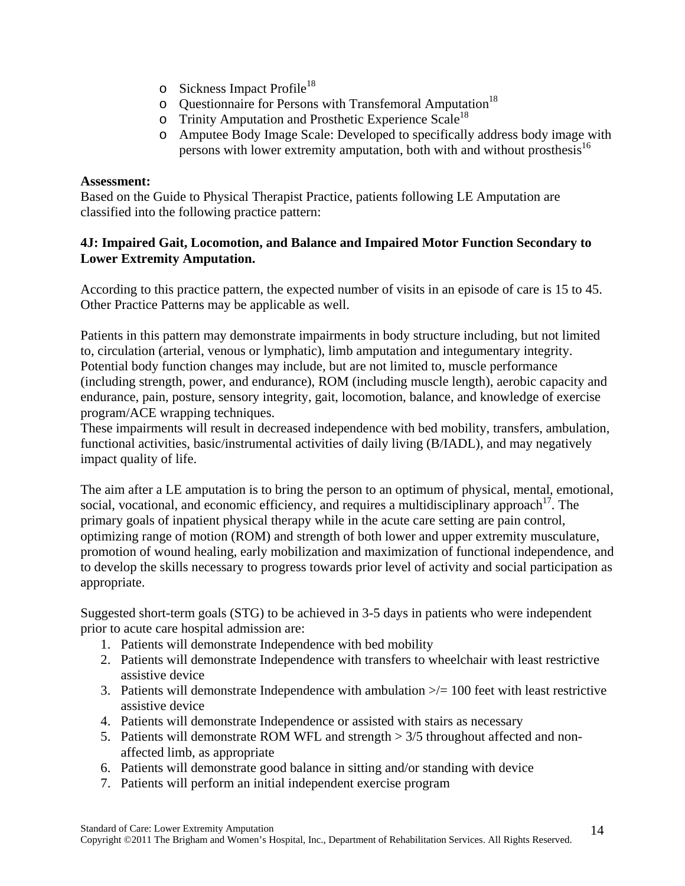- Sickness Impact Profile[18]
- Questionnaire for Persons with Transfemoral Amputation[18]
- Trinity Amputation and Prosthetic Experience Scale[18]
- Amputee Body Image Scale: Developed to specifically address body image with persons with lower extremity amputation, both with and without prosthesis[16]

**Assessment:**
Based on the Guide to Physical Therapist Practice, patients following LE Amputation are classified into the following practice pattern:

**4J: Impaired Gait, Locomotion, and Balance and Impaired Motor Function Secondary to Lower Extremity Amputation.**

According to this practice pattern, the expected number of visits in an episode of care is 15 to 45. Other Practice Patterns may be applicable as well.

Patients in this pattern may demonstrate impairments in body structure including, but not limited to, circulation (arterial, venous or lymphatic), limb amputation and integumentary integrity. Potential body function changes may include, but are not limited to, muscle performance (including strength, power, and endurance), ROM (including muscle length), aerobic capacity and endurance, pain, posture, sensory integrity, gait, locomotion, balance, and knowledge of exercise program/ACE wrapping techniques.
These impairments will result in decreased independence with bed mobility, transfers, ambulation, functional activities, basic/instrumental activities of daily living (B/IADL), and may negatively impact quality of life.

The aim after a LE amputation is to bring the person to an optimum of physical, mental, emotional, social, vocational, and economic efficiency, and requires a multidisciplinary approach[17]. The primary goals of inpatient physical therapy while in the acute care setting are pain control, optimizing range of motion (ROM) and strength of both lower and upper extremity musculature, promotion of wound healing, early mobilization and maximization of functional independence, and to develop the skills necessary to progress towards prior level of activity and social participation as appropriate.

Suggested short-term goals (STG) to be achieved in 3-5 days in patients who were independent prior to acute care hospital admission are:

1. Patients will demonstrate Independence with bed mobility
2. Patients will demonstrate Independence with transfers to wheelchair with least restrictive assistive device
3. Patients will demonstrate Independence with ambulation >/= 100 feet with least restrictive assistive device
4. Patients will demonstrate Independence or assisted with stairs as necessary
5. Patients will demonstrate ROM WFL and strength > 3/5 throughout affected and non-affected limb, as appropriate
6. Patients will demonstrate good balance in sitting and/or standing with device
7. Patients will perform an initial independent exercise program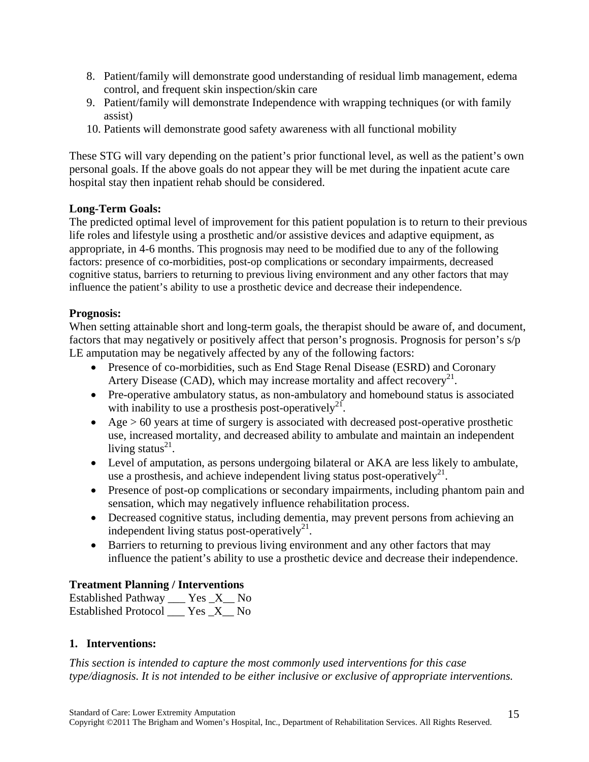8. Patient/family will demonstrate good understanding of residual limb management, edema control, and frequent skin inspection/skin care
9. Patient/family will demonstrate Independence with wrapping techniques (or with family assist)
10. Patients will demonstrate good safety awareness with all functional mobility

These STG will vary depending on the patient's prior functional level, as well as the patient's own personal goals. If the above goals do not appear they will be met during the inpatient acute care hospital stay then inpatient rehab should be considered.

**Long-Term Goals:**
The predicted optimal level of improvement for this patient population is to return to their previous life roles and lifestyle using a prosthetic and/or assistive devices and adaptive equipment, as appropriate, in 4-6 months. This prognosis may need to be modified due to any of the following factors: presence of co-morbidities, post-op complications or secondary impairments, decreased cognitive status, barriers to returning to previous living environment and any other factors that may influence the patient's ability to use a prosthetic device and decrease their independence.

**Prognosis:**
When setting attainable short and long-term goals, the therapist should be aware of, and document, factors that may negatively or positively affect that person's prognosis. Prognosis for person's s/p LE amputation may be negatively affected by any of the following factors:

- Presence of co-morbidities, such as End Stage Renal Disease (ESRD) and Coronary Artery Disease (CAD), which may increase mortality and affect recovery[21].
- Pre-operative ambulatory status, as non-ambulatory and homebound status is associated with inability to use a prosthesis post-operatively[21].
- Age > 60 years at time of surgery is associated with decreased post-operative prosthetic use, increased mortality, and decreased ability to ambulate and maintain an independent living status[21].
- Level of amputation, as persons undergoing bilateral or AKA are less likely to ambulate, use a prosthesis, and achieve independent living status post-operatively[21].
- Presence of post-op complications or secondary impairments, including phantom pain and sensation, which may negatively influence rehabilitation process.
- Decreased cognitive status, including dementia, may prevent persons from achieving an independent living status post-operatively[21].
- Barriers to returning to previous living environment and any other factors that may influence the patient's ability to use a prosthetic device and decrease their independence.

**Treatment Planning / Interventions**
Established Pathway ___ Yes _X__ No
Established Protocol ___ Yes _X__ No

**1. Interventions:**

*This section is intended to capture the most commonly used interventions for this case type/diagnosis. It is not intended to be either inclusive or exclusive of appropriate interventions.*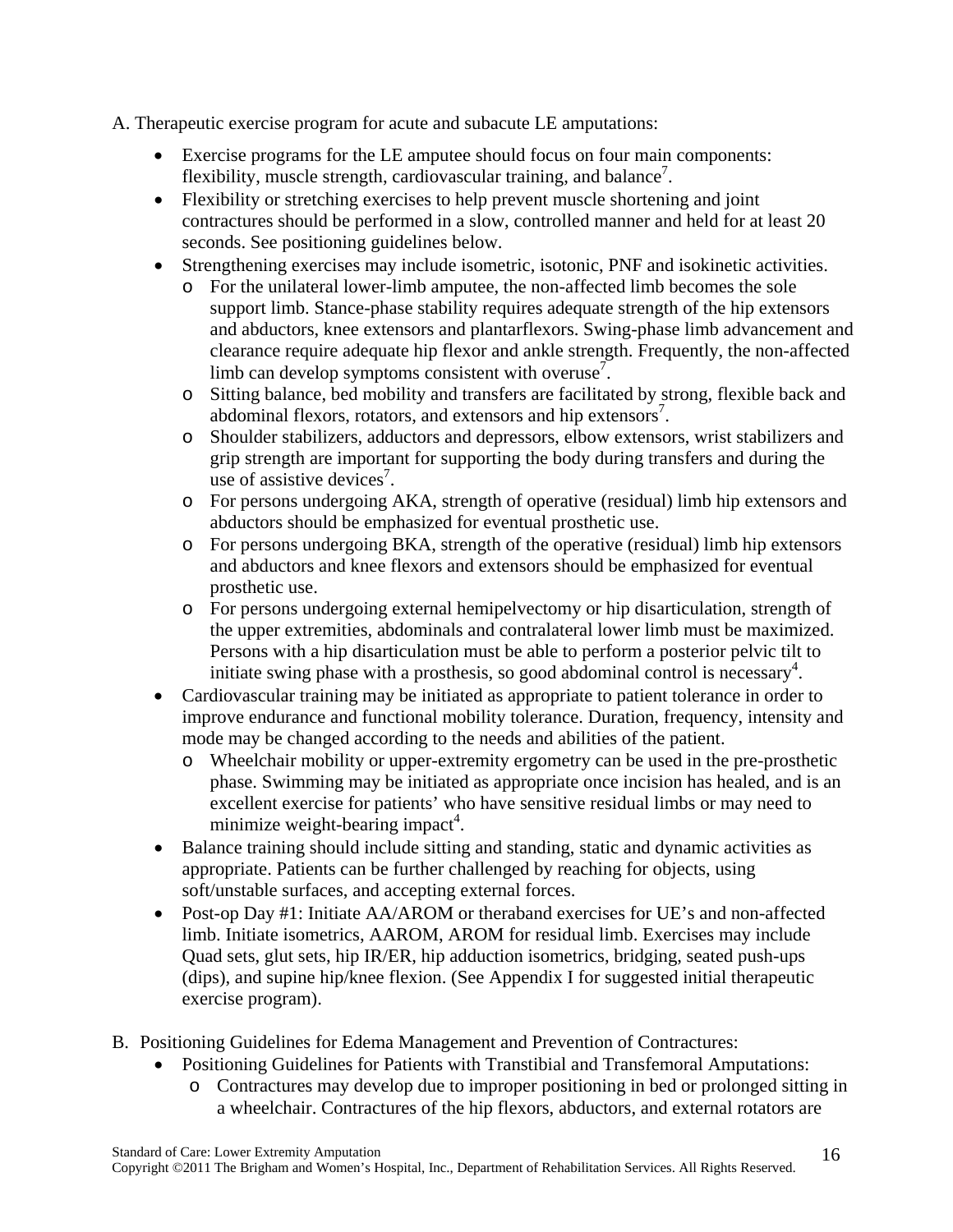A. Therapeutic exercise program for acute and subacute LE amputations:

- Exercise programs for the LE amputee should focus on four main components: flexibility, muscle strength, cardiovascular training, and balance[7].
- Flexibility or stretching exercises to help prevent muscle shortening and joint contractures should be performed in a slow, controlled manner and held for at least 20 seconds. See positioning guidelines below.
- Strengthening exercises may include isometric, isotonic, PNF and isokinetic activities.
  - For the unilateral lower-limb amputee, the non-affected limb becomes the sole support limb. Stance-phase stability requires adequate strength of the hip extensors and abductors, knee extensors and plantarflexors. Swing-phase limb advancement and clearance require adequate hip flexor and ankle strength. Frequently, the non-affected limb can develop symptoms consistent with overuse[7].
  - Sitting balance, bed mobility and transfers are facilitated by strong, flexible back and abdominal flexors, rotators, and extensors and hip extensors[7].
  - Shoulder stabilizers, adductors and depressors, elbow extensors, wrist stabilizers and grip strength are important for supporting the body during transfers and during the use of assistive devices[7].
  - For persons undergoing AKA, strength of operative (residual) limb hip extensors and abductors should be emphasized for eventual prosthetic use.
  - For persons undergoing BKA, strength of the operative (residual) limb hip extensors and abductors and knee flexors and extensors should be emphasized for eventual prosthetic use.
  - For persons undergoing external hemipelvectomy or hip disarticulation, strength of the upper extremities, abdominals and contralateral lower limb must be maximized. Persons with a hip disarticulation must be able to perform a posterior pelvic tilt to initiate swing phase with a prosthesis, so good abdominal control is necessary[4].
- Cardiovascular training may be initiated as appropriate to patient tolerance in order to improve endurance and functional mobility tolerance. Duration, frequency, intensity and mode may be changed according to the needs and abilities of the patient.
  - Wheelchair mobility or upper-extremity ergometry can be used in the pre-prosthetic phase. Swimming may be initiated as appropriate once incision has healed, and is an excellent exercise for patients' who have sensitive residual limbs or may need to minimize weight-bearing impact[4].
- Balance training should include sitting and standing, static and dynamic activities as appropriate. Patients can be further challenged by reaching for objects, using soft/unstable surfaces, and accepting external forces.
- Post-op Day #1: Initiate AA/AROM or theraband exercises for UE's and non-affected limb. Initiate isometrics, AAROM, AROM for residual limb. Exercises may include Quad sets, glut sets, hip IR/ER, hip adduction isometrics, bridging, seated push-ups (dips), and supine hip/knee flexion. (See Appendix I for suggested initial therapeutic exercise program).

B. Positioning Guidelines for Edema Management and Prevention of Contractures:

- Positioning Guidelines for Patients with Transtibial and Transfemoral Amputations:
  - Contractures may develop due to improper positioning in bed or prolonged sitting in a wheelchair. Contractures of the hip flexors, abductors, and external rotators are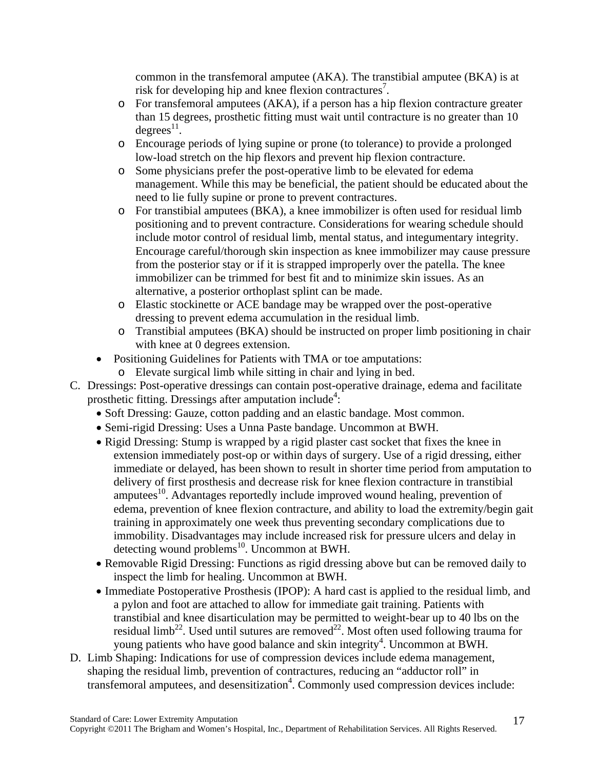common in the transfemoral amputee (AKA). The transtibial amputee (BKA) is at risk for developing hip and knee flexion contractures[7].

    - For transfemoral amputees (AKA), if a person has a hip flexion contracture greater than 15 degrees, prosthetic fitting must wait until contracture is no greater than 10 degrees[11].
    - Encourage periods of lying supine or prone (to tolerance) to provide a prolonged low-load stretch on the hip flexors and prevent hip flexion contracture.
    - Some physicians prefer the post-operative limb to be elevated for edema management. While this may be beneficial, the patient should be educated about the need to lie fully supine or prone to prevent contractures.
    - For transtibial amputees (BKA), a knee immobilizer is often used for residual limb positioning and to prevent contracture. Considerations for wearing schedule should include motor control of residual limb, mental status, and integumentary integrity. Encourage careful/thorough skin inspection as knee immobilizer may cause pressure from the posterior stay or if it is strapped improperly over the patella. The knee immobilizer can be trimmed for best fit and to minimize skin issues. As an alternative, a posterior orthoplast splint can be made.
    - Elastic stockinette or ACE bandage may be wrapped over the post-operative dressing to prevent edema accumulation in the residual limb.
    - Transtibial amputees (BKA) should be instructed on proper limb positioning in chair with knee at 0 degrees extension.
- Positioning Guidelines for Patients with TMA or toe amputations:
    - Elevate surgical limb while sitting in chair and lying in bed.

C. Dressings: Post-operative dressings can contain post-operative drainage, edema and facilitate prosthetic fitting. Dressings after amputation include[4]:

- Soft Dressing: Gauze, cotton padding and an elastic bandage. Most common.
- Semi-rigid Dressing: Uses a Unna Paste bandage. Uncommon at BWH.
- Rigid Dressing: Stump is wrapped by a rigid plaster cast socket that fixes the knee in extension immediately post-op or within days of surgery. Use of a rigid dressing, either immediate or delayed, has been shown to result in shorter time period from amputation to delivery of first prosthesis and decrease risk for knee flexion contracture in transtibial amputees[10]. Advantages reportedly include improved wound healing, prevention of edema, prevention of knee flexion contracture, and ability to load the extremity/begin gait training in approximately one week thus preventing secondary complications due to immobility. Disadvantages may include increased risk for pressure ulcers and delay in detecting wound problems[10]. Uncommon at BWH.
- Removable Rigid Dressing: Functions as rigid dressing above but can be removed daily to inspect the limb for healing. Uncommon at BWH.
- Immediate Postoperative Prosthesis (IPOP): A hard cast is applied to the residual limb, and a pylon and foot are attached to allow for immediate gait training. Patients with transtibial and knee disarticulation may be permitted to weight-bear up to 40 lbs on the residual limb[22]. Used until sutures are removed[22]. Most often used following trauma for young patients who have good balance and skin integrity[4]. Uncommon at BWH.

D. Limb Shaping: Indications for use of compression devices include edema management, shaping the residual limb, prevention of contractures, reducing an "adductor roll" in transfemoral amputees, and desensitization[4]. Commonly used compression devices include: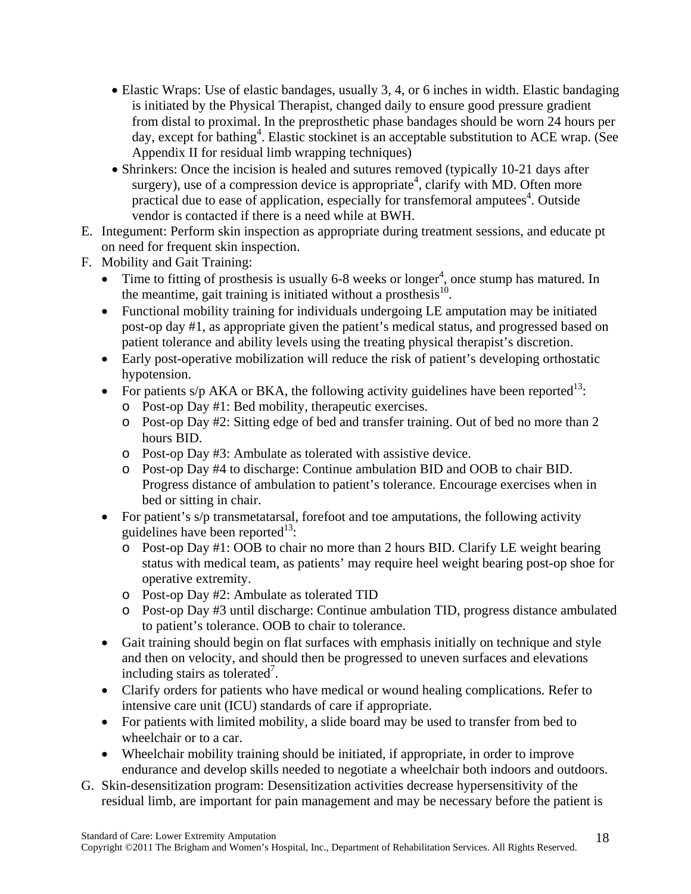- Elastic Wraps: Use of elastic bandages, usually 3, 4, or 6 inches in width. Elastic bandaging is initiated by the Physical Therapist, changed daily to ensure good pressure gradient from distal to proximal. In the preprosthetic phase bandages should be worn 24 hours per day, except for bathing[4]. Elastic stockinet is an acceptable substitution to ACE wrap. (See Appendix II for residual limb wrapping techniques)
- Shrinkers: Once the incision is healed and sutures removed (typically 10-21 days after surgery), use of a compression device is appropriate[4], clarify with MD. Often more practical due to ease of application, especially for transfemoral amputees[4]. Outside vendor is contacted if there is a need while at BWH.

E. Integument: Perform skin inspection as appropriate during treatment sessions, and educate pt on need for frequent skin inspection.

F. Mobility and Gait Training:
- Time to fitting of prosthesis is usually 6-8 weeks or longer[4], once stump has matured. In the meantime, gait training is initiated without a prosthesis[10].
- Functional mobility training for individuals undergoing LE amputation may be initiated post-op day #1, as appropriate given the patient's medical status, and progressed based on patient tolerance and ability levels using the treating physical therapist's discretion.
- Early post-operative mobilization will reduce the risk of patient's developing orthostatic hypotension.
- For patients s/p AKA or BKA, the following activity guidelines have been reported[13]:
  - Post-op Day #1: Bed mobility, therapeutic exercises.
  - Post-op Day #2: Sitting edge of bed and transfer training. Out of bed no more than 2 hours BID.
  - Post-op Day #3: Ambulate as tolerated with assistive device.
  - Post-op Day #4 to discharge: Continue ambulation BID and OOB to chair BID. Progress distance of ambulation to patient's tolerance. Encourage exercises when in bed or sitting in chair.
- For patient's s/p transmetatarsal, forefoot and toe amputations, the following activity guidelines have been reported[13]:
  - Post-op Day #1: OOB to chair no more than 2 hours BID. Clarify LE weight bearing status with medical team, as patients' may require heel weight bearing post-op shoe for operative extremity.
  - Post-op Day #2: Ambulate as tolerated TID
  - Post-op Day #3 until discharge: Continue ambulation TID, progress distance ambulated to patient's tolerance. OOB to chair to tolerance.
- Gait training should begin on flat surfaces with emphasis initially on technique and style and then on velocity, and should then be progressed to uneven surfaces and elevations including stairs as tolerated[7].
- Clarify orders for patients who have medical or wound healing complications. Refer to intensive care unit (ICU) standards of care if appropriate.
- For patients with limited mobility, a slide board may be used to transfer from bed to wheelchair or to a car.
- Wheelchair mobility training should be initiated, if appropriate, in order to improve endurance and develop skills needed to negotiate a wheelchair both indoors and outdoors.

G. Skin-desensitization program: Desensitization activities decrease hypersensitivity of the residual limb, are important for pain management and may be necessary before the patient is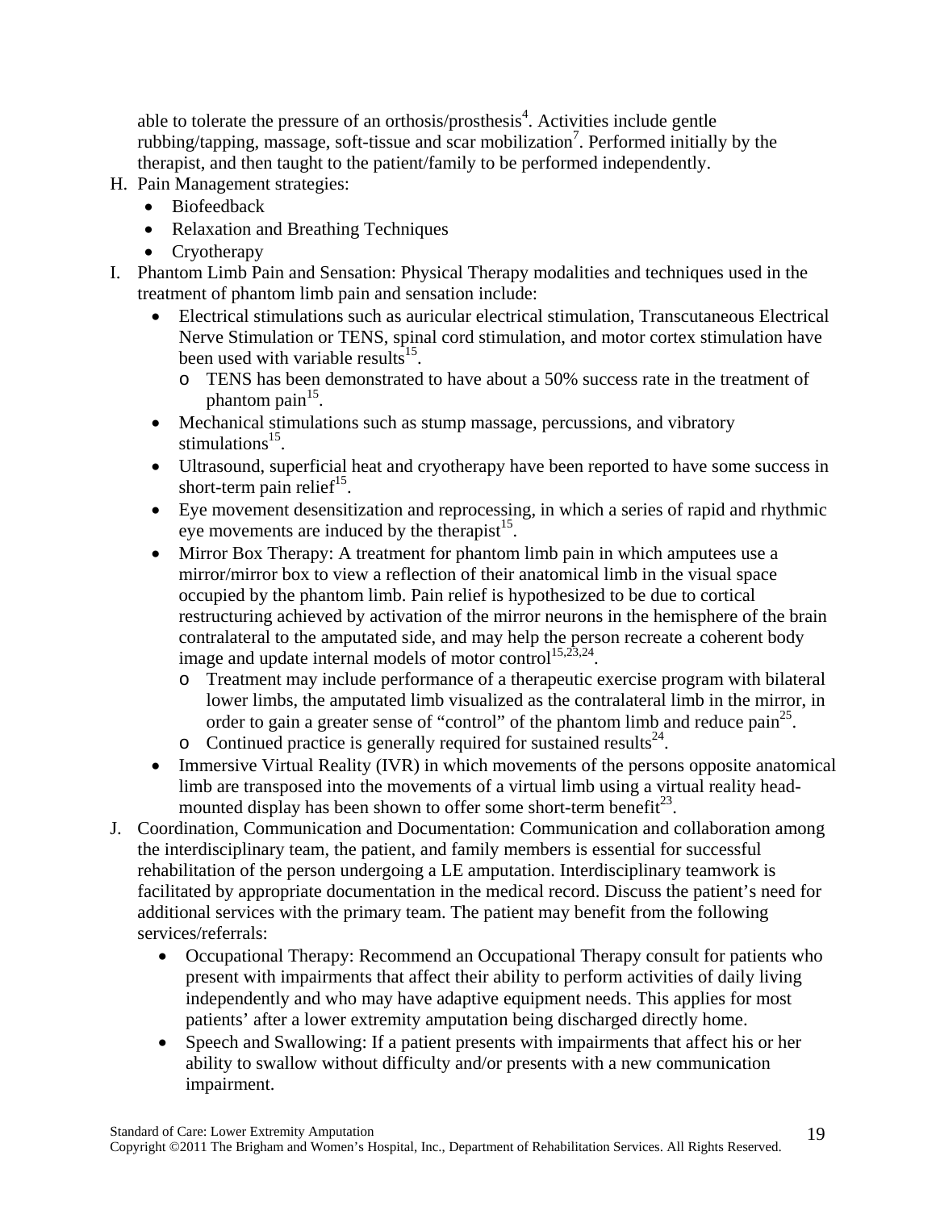able to tolerate the pressure of an orthosis/prosthesis[4]. Activities include gentle rubbing/tapping, massage, soft-tissue and scar mobilization[7]. Performed initially by the therapist, and then taught to the patient/family to be performed independently.

H. Pain Management strategies:
   - Biofeedback
   - Relaxation and Breathing Techniques
   - Cryotherapy

I. Phantom Limb Pain and Sensation: Physical Therapy modalities and techniques used in the treatment of phantom limb pain and sensation include:
   - Electrical stimulations such as auricular electrical stimulation, Transcutaneous Electrical Nerve Stimulation or TENS, spinal cord stimulation, and motor cortex stimulation have been used with variable results[15].
     - TENS has been demonstrated to have about a 50% success rate in the treatment of phantom pain[15].
   - Mechanical stimulations such as stump massage, percussions, and vibratory stimulations[15].
   - Ultrasound, superficial heat and cryotherapy have been reported to have some success in short-term pain relief[15].
   - Eye movement desensitization and reprocessing, in which a series of rapid and rhythmic eye movements are induced by the therapist[15].
   - Mirror Box Therapy: A treatment for phantom limb pain in which amputees use a mirror/mirror box to view a reflection of their anatomical limb in the visual space occupied by the phantom limb. Pain relief is hypothesized to be due to cortical restructuring achieved by activation of the mirror neurons in the hemisphere of the brain contralateral to the amputated side, and may help the person recreate a coherent body image and update internal models of motor control[15,23,24].
     - Treatment may include performance of a therapeutic exercise program with bilateral lower limbs, the amputated limb visualized as the contralateral limb in the mirror, in order to gain a greater sense of "control" of the phantom limb and reduce pain[25].
     - Continued practice is generally required for sustained results[24].
   - Immersive Virtual Reality (IVR) in which movements of the persons opposite anatomical limb are transposed into the movements of a virtual limb using a virtual reality head-mounted display has been shown to offer some short-term benefit[23].

J. Coordination, Communication and Documentation: Communication and collaboration among the interdisciplinary team, the patient, and family members is essential for successful rehabilitation of the person undergoing a LE amputation. Interdisciplinary teamwork is facilitated by appropriate documentation in the medical record. Discuss the patient's need for additional services with the primary team. The patient may benefit from the following services/referrals:
   - Occupational Therapy: Recommend an Occupational Therapy consult for patients who present with impairments that affect their ability to perform activities of daily living independently and who may have adaptive equipment needs. This applies for most patients' after a lower extremity amputation being discharged directly home.
   - Speech and Swallowing: If a patient presents with impairments that affect his or her ability to swallow without difficulty and/or presents with a new communication impairment.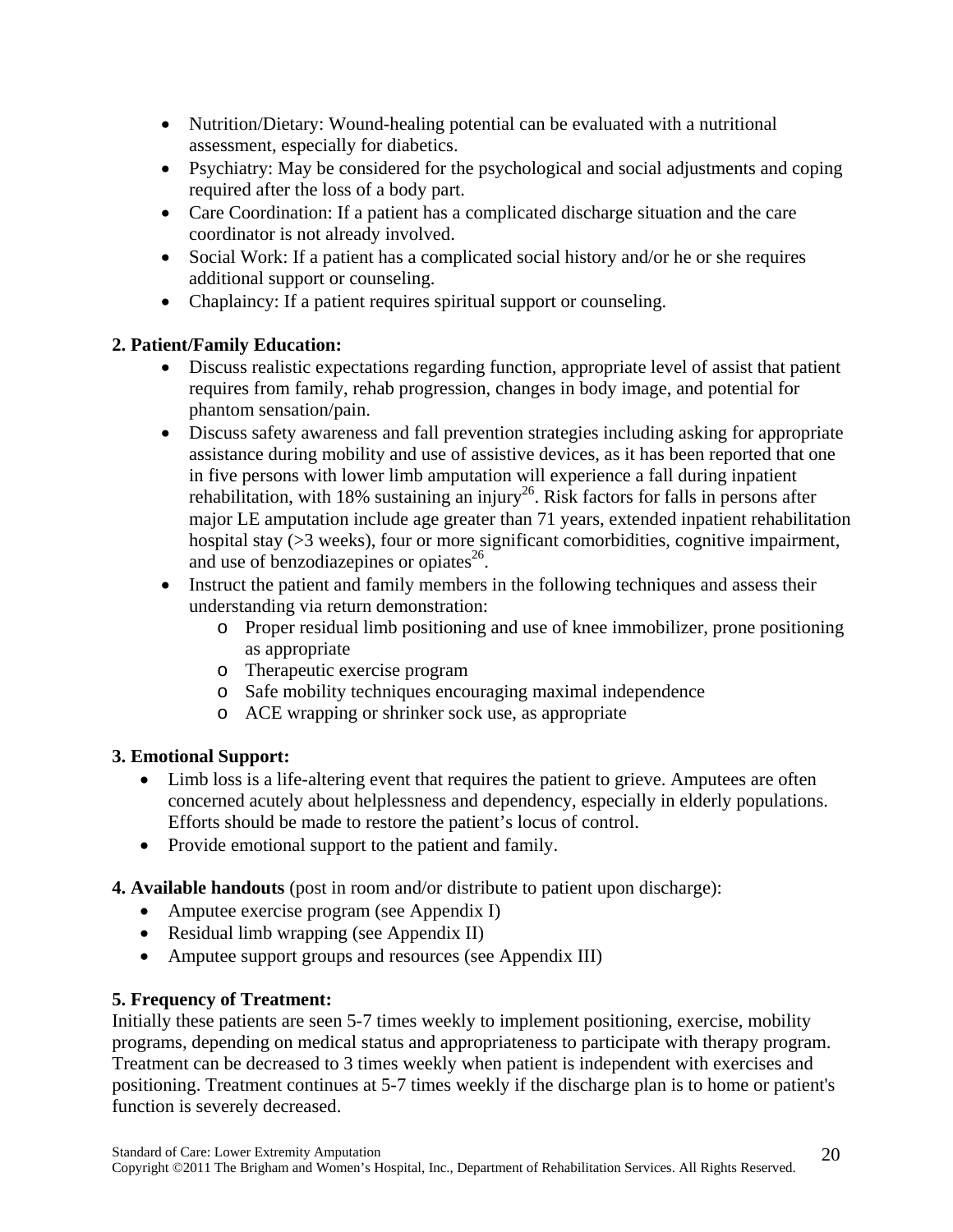- Nutrition/Dietary: Wound-healing potential can be evaluated with a nutritional assessment, especially for diabetics.
- Psychiatry: May be considered for the psychological and social adjustments and coping required after the loss of a body part.
- Care Coordination: If a patient has a complicated discharge situation and the care coordinator is not already involved.
- Social Work: If a patient has a complicated social history and/or he or she requires additional support or counseling.
- Chaplaincy: If a patient requires spiritual support or counseling.

**2. Patient/Family Education:**

- Discuss realistic expectations regarding function, appropriate level of assist that patient requires from family, rehab progression, changes in body image, and potential for phantom sensation/pain.
- Discuss safety awareness and fall prevention strategies including asking for appropriate assistance during mobility and use of assistive devices, as it has been reported that one in five persons with lower limb amputation will experience a fall during inpatient rehabilitation, with 18% sustaining an injury[26]. Risk factors for falls in persons after major LE amputation include age greater than 71 years, extended inpatient rehabilitation hospital stay (>3 weeks), four or more significant comorbidities, cognitive impairment, and use of benzodiazepines or opiates[26].
- Instruct the patient and family members in the following techniques and assess their understanding via return demonstration:
    - Proper residual limb positioning and use of knee immobilizer, prone positioning as appropriate
    - Therapeutic exercise program
    - Safe mobility techniques encouraging maximal independence
    - ACE wrapping or shrinker sock use, as appropriate

**3. Emotional Support:**

- Limb loss is a life-altering event that requires the patient to grieve. Amputees are often concerned acutely about helplessness and dependency, especially in elderly populations. Efforts should be made to restore the patient's locus of control.
- Provide emotional support to the patient and family.

**4. Available handouts** (post in room and/or distribute to patient upon discharge):

- Amputee exercise program (see Appendix I)
- Residual limb wrapping (see Appendix II)
- Amputee support groups and resources (see Appendix III)

**5. Frequency of Treatment:**

Initially these patients are seen 5-7 times weekly to implement positioning, exercise, mobility programs, depending on medical status and appropriateness to participate with therapy program. Treatment can be decreased to 3 times weekly when patient is independent with exercises and positioning. Treatment continues at 5-7 times weekly if the discharge plan is to home or patient's function is severely decreased.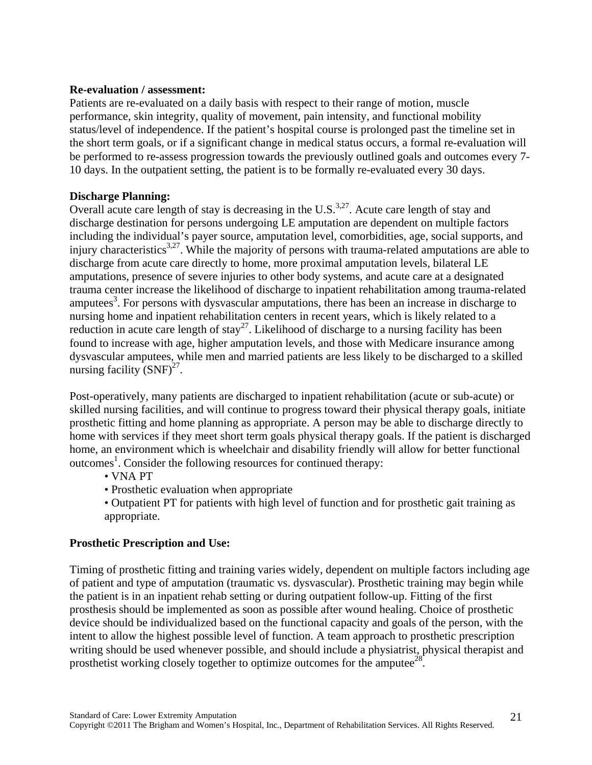**Re-evaluation / assessment:**

Patients are re-evaluated on a daily basis with respect to their range of motion, muscle performance, skin integrity, quality of movement, pain intensity, and functional mobility status/level of independence. If the patient's hospital course is prolonged past the timeline set in the short term goals, or if a significant change in medical status occurs, a formal re-evaluation will be performed to re-assess progression towards the previously outlined goals and outcomes every 7-10 days. In the outpatient setting, the patient is to be formally re-evaluated every 30 days.

**Discharge Planning:**

Overall acute care length of stay is decreasing in the U.S.[3,27]. Acute care length of stay and discharge destination for persons undergoing LE amputation are dependent on multiple factors including the individual's payer source, amputation level, comorbidities, age, social supports, and injury characteristics[3,27]. While the majority of persons with trauma-related amputations are able to discharge from acute care directly to home, more proximal amputation levels, bilateral LE amputations, presence of severe injuries to other body systems, and acute care at a designated trauma center increase the likelihood of discharge to inpatient rehabilitation among trauma-related amputees[3]. For persons with dysvascular amputations, there has been an increase in discharge to nursing home and inpatient rehabilitation centers in recent years, which is likely related to a reduction in acute care length of stay[27]. Likelihood of discharge to a nursing facility has been found to increase with age, higher amputation levels, and those with Medicare insurance among dysvascular amputees, while men and married patients are less likely to be discharged to a skilled nursing facility (SNF)[27].

Post-operatively, many patients are discharged to inpatient rehabilitation (acute or sub-acute) or skilled nursing facilities, and will continue to progress toward their physical therapy goals, initiate prosthetic fitting and home planning as appropriate. A person may be able to discharge directly to home with services if they meet short term goals physical therapy goals. If the patient is discharged home, an environment which is wheelchair and disability friendly will allow for better functional outcomes[1]. Consider the following resources for continued therapy:

- VNA PT
- Prosthetic evaluation when appropriate
- Outpatient PT for patients with high level of function and for prosthetic gait training as appropriate.

**Prosthetic Prescription and Use:**

Timing of prosthetic fitting and training varies widely, dependent on multiple factors including age of patient and type of amputation (traumatic vs. dysvascular). Prosthetic training may begin while the patient is in an inpatient rehab setting or during outpatient follow-up. Fitting of the first prosthesis should be implemented as soon as possible after wound healing. Choice of prosthetic device should be individualized based on the functional capacity and goals of the person, with the intent to allow the highest possible level of function. A team approach to prosthetic prescription writing should be used whenever possible, and should include a physiatrist, physical therapist and prosthetist working closely together to optimize outcomes for the amputee[28].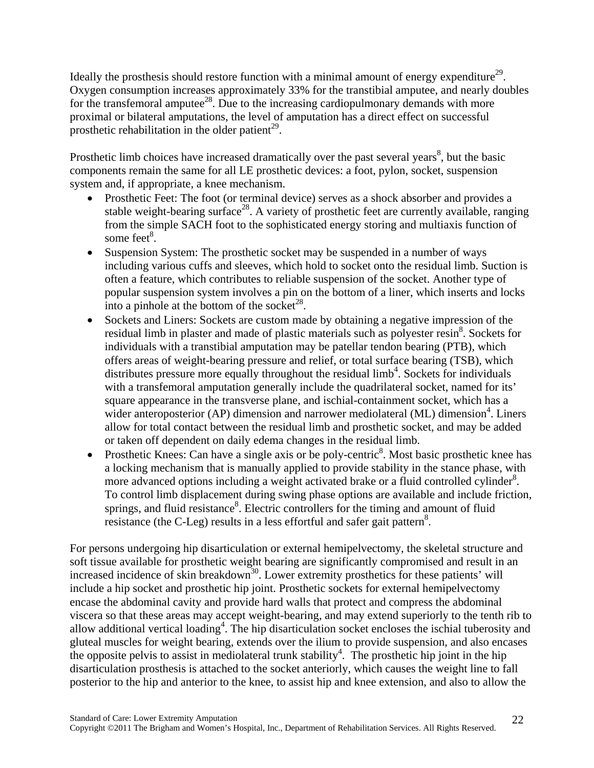Ideally the prosthesis should restore function with a minimal amount of energy expenditure[29]. Oxygen consumption increases approximately 33% for the transtibial amputee, and nearly doubles for the transfemoral amputee[28]. Due to the increasing cardiopulmonary demands with more proximal or bilateral amputations, the level of amputation has a direct effect on successful prosthetic rehabilitation in the older patient[29].

Prosthetic limb choices have increased dramatically over the past several years[8], but the basic components remain the same for all LE prosthetic devices: a foot, pylon, socket, suspension system and, if appropriate, a knee mechanism.

- Prosthetic Feet: The foot (or terminal device) serves as a shock absorber and provides a stable weight-bearing surface[28]. A variety of prosthetic feet are currently available, ranging from the simple SACH foot to the sophisticated energy storing and multiaxis function of some feet[8].
- Suspension System: The prosthetic socket may be suspended in a number of ways including various cuffs and sleeves, which hold to socket onto the residual limb. Suction is often a feature, which contributes to reliable suspension of the socket. Another type of popular suspension system involves a pin on the bottom of a liner, which inserts and locks into a pinhole at the bottom of the socket[28].
- Sockets and Liners: Sockets are custom made by obtaining a negative impression of the residual limb in plaster and made of plastic materials such as polyester resin[8]. Sockets for individuals with a transtibial amputation may be patellar tendon bearing (PTB), which offers areas of weight-bearing pressure and relief, or total surface bearing (TSB), which distributes pressure more equally throughout the residual limb[4]. Sockets for individuals with a transfemoral amputation generally include the quadrilateral socket, named for its' square appearance in the transverse plane, and ischial-containment socket, which has a wider anteroposterior (AP) dimension and narrower mediolateral (ML) dimension[4]. Liners allow for total contact between the residual limb and prosthetic socket, and may be added or taken off dependent on daily edema changes in the residual limb.
- Prosthetic Knees: Can have a single axis or be poly-centric[8]. Most basic prosthetic knee has a locking mechanism that is manually applied to provide stability in the stance phase, with more advanced options including a weight activated brake or a fluid controlled cylinder[8]. To control limb displacement during swing phase options are available and include friction, springs, and fluid resistance[8]. Electric controllers for the timing and amount of fluid resistance (the C-Leg) results in a less effortful and safer gait pattern[8].

For persons undergoing hip disarticulation or external hemipelvectomy, the skeletal structure and soft tissue available for prosthetic weight bearing are significantly compromised and result in an increased incidence of skin breakdown[30]. Lower extremity prosthetics for these patients' will include a hip socket and prosthetic hip joint. Prosthetic sockets for external hemipelvectomy encase the abdominal cavity and provide hard walls that protect and compress the abdominal viscera so that these areas may accept weight-bearing, and may extend superiorly to the tenth rib to allow additional vertical loading[4]. The hip disarticulation socket encloses the ischial tuberosity and gluteal muscles for weight bearing, extends over the ilium to provide suspension, and also encases the opposite pelvis to assist in mediolateral trunk stability[4]. The prosthetic hip joint in the hip disarticulation prosthesis is attached to the socket anteriorly, which causes the weight line to fall posterior to the hip and anterior to the knee, to assist hip and knee extension, and also to allow the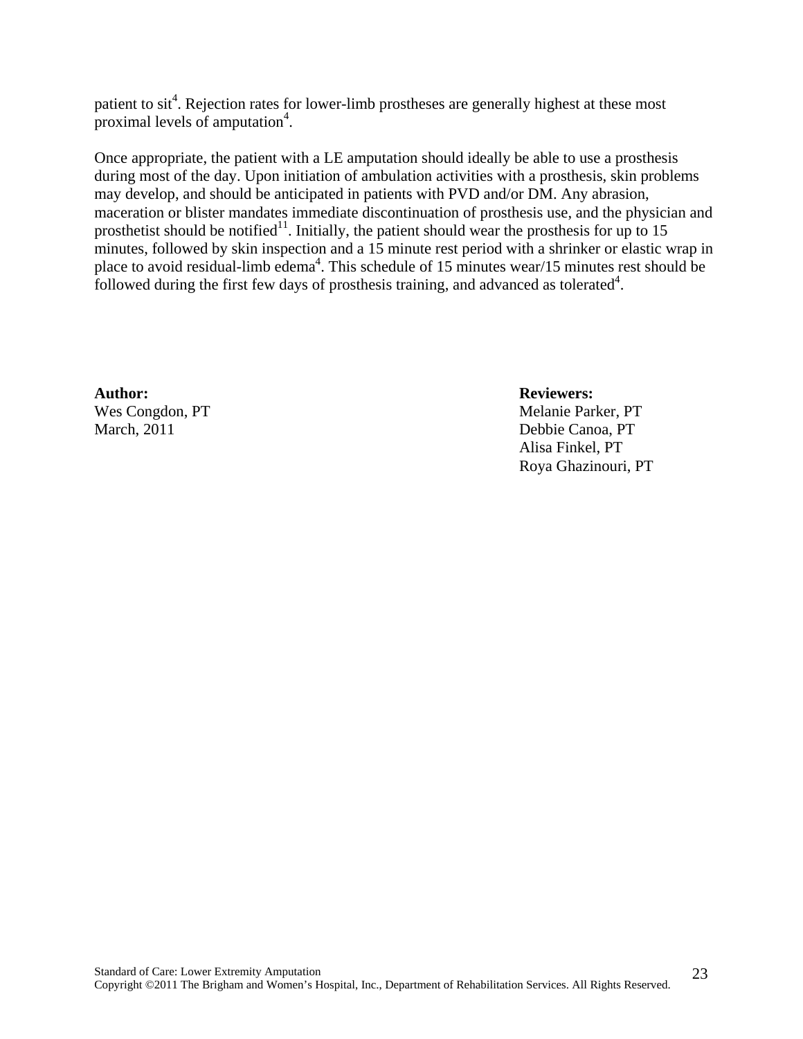patient to sit[4]. Rejection rates for lower-limb prostheses are generally highest at these most proximal levels of amputation[4].

Once appropriate, the patient with a LE amputation should ideally be able to use a prosthesis during most of the day. Upon initiation of ambulation activities with a prosthesis, skin problems may develop, and should be anticipated in patients with PVD and/or DM. Any abrasion, maceration or blister mandates immediate discontinuation of prosthesis use, and the physician and prosthetist should be notified[11]. Initially, the patient should wear the prosthesis for up to 15 minutes, followed by skin inspection and a 15 minute rest period with a shrinker or elastic wrap in place to avoid residual-limb edema[4]. This schedule of 15 minutes wear/15 minutes rest should be followed during the first few days of prosthesis training, and advanced as tolerated[4].

**Author:**
Wes Congdon, PT
March, 2011

**Reviewers:**
Melanie Parker, PT
Debbie Canoa, PT
Alisa Finkel, PT
Roya Ghazinouri, PT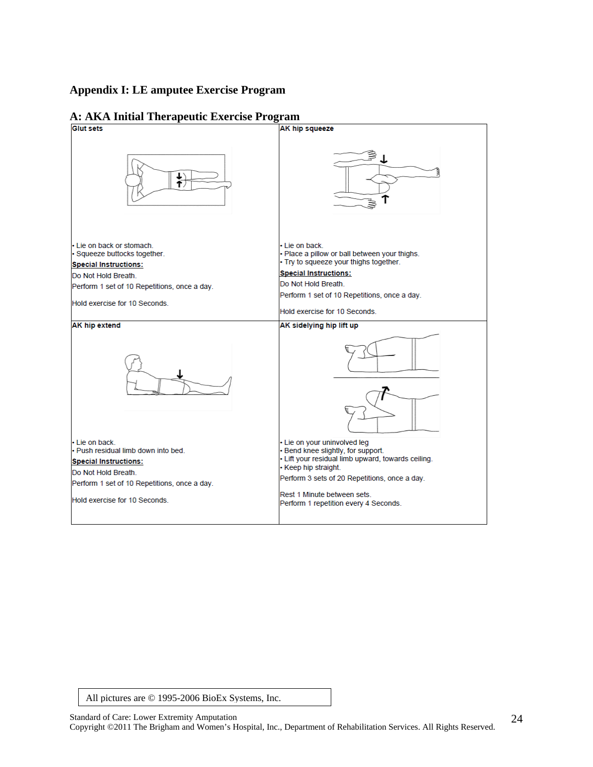## Appendix I: LE amputee Exercise Program

### A: AKA Initial Therapeutic Exercise Program

| Glut sets | AK hip squeeze |
|---|---|
| • Lie on back or stomach.<br>• Squeeze buttocks together.<br>**Special Instructions:**<br>Do Not Hold Breath.<br>Perform 1 set of 10 Repetitions, once a day.<br>Hold exercise for 10 Seconds. | • Lie on back.<br>• Place a pillow or ball between your thighs.<br>• Try to squeeze your thighs together.<br>**Special Instructions:**<br>Do Not Hold Breath.<br>Perform 1 set of 10 Repetitions, once a day.<br>Hold exercise for 10 Seconds. |
| **AK hip extend** | **AK sidelying hip lift up** |
| • Lie on back.<br>• Push residual limb down into bed.<br>**Special Instructions:**<br>Do Not Hold Breath.<br>Perform 1 set of 10 Repetitions, once a day.<br>Hold exercise for 10 Seconds. | • Lie on your uninvolved leg<br>• Bend knee slightly, for support.<br>• Lift your residual limb upward, towards ceiling.<br>• Keep hip straight.<br>Perform 3 sets of 20 Repetitions, once a day.<br>Rest 1 Minute between sets.<br>Perform 1 repetition every 4 Seconds. |

All pictures are © 1995-2006 BioEx Systems, Inc.

Standard of Care: Lower Extremity Amputation
Copyright ©2011 The Brigham and Women's Hospital, Inc., Department of Rehabilitation Services. All Rights Reserved.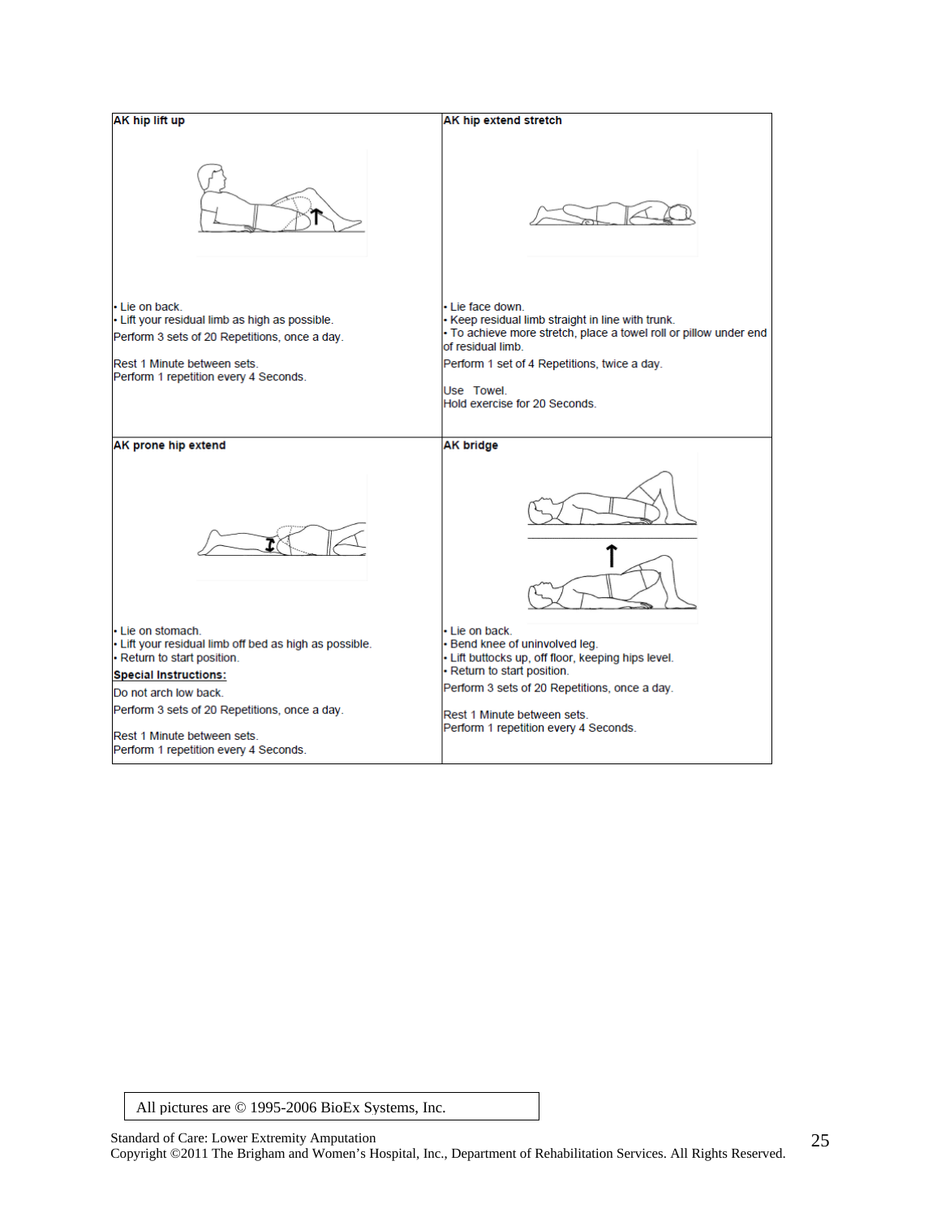**AK hip lift up**

- Lie on back.
- Lift your residual limb as high as possible.

Perform 3 sets of 20 Repetitions, once a day.

Rest 1 Minute between sets.
Perform 1 repetition every 4 Seconds.

**AK hip extend stretch**

- Lie face down.
- Keep residual limb straight in line with trunk.
- To achieve more stretch, place a towel roll or pillow under end of residual limb.

Perform 1 set of 4 Repetitions, twice a day.

Use Towel.
Hold exercise for 20 Seconds.

**AK prone hip extend**

- Lie on stomach.
- Lift your residual limb off bed as high as possible.
- Return to start position.

**Special Instructions:**

Do not arch low back.

Perform 3 sets of 20 Repetitions, once a day.

Rest 1 Minute between sets.
Perform 1 repetition every 4 Seconds.

**AK bridge**

- Lie on back.
- Bend knee of uninvolved leg.
- Lift buttocks up, off floor, keeping hips level.
- Return to start position.

Perform 3 sets of 20 Repetitions, once a day.

Rest 1 Minute between sets.
Perform 1 repetition every 4 Seconds.

All pictures are © 1995-2006 BioEx Systems, Inc.

Standard of Care: Lower Extremity Amputation
Copyright ©2011 The Brigham and Women's Hospital, Inc., Department of Rehabilitation Services. All Rights Reserved.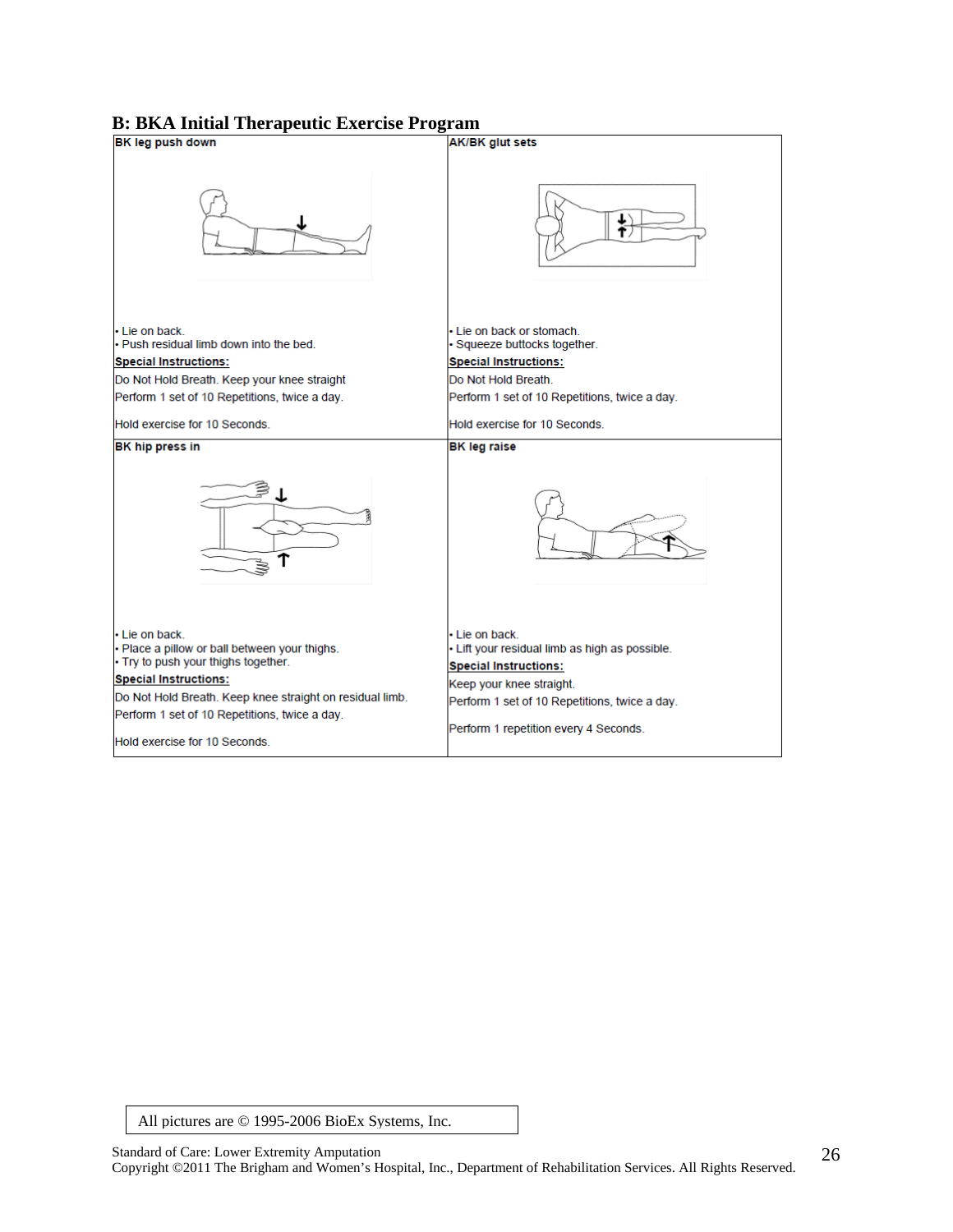## B: BKA Initial Therapeutic Exercise Program

| BK leg push down | AK/BK glut sets |
|---|---|
| • Lie on back.<br>• Push residual limb down into the bed.<br>**Special Instructions:**<br>Do Not Hold Breath. Keep your knee straight<br>Perform 1 set of 10 Repetitions, twice a day.<br><br>Hold exercise for 10 Seconds. | • Lie on back or stomach.<br>• Squeeze buttocks together.<br>**Special Instructions:**<br>Do Not Hold Breath.<br>Perform 1 set of 10 Repetitions, twice a day.<br><br>Hold exercise for 10 Seconds. |
| **BK hip press in** | **BK leg raise** |
| • Lie on back.<br>• Place a pillow or ball between your thighs.<br>• Try to push your thighs together.<br>**Special Instructions:**<br>Do Not Hold Breath. Keep knee straight on residual limb.<br>Perform 1 set of 10 Repetitions, twice a day.<br><br>Hold exercise for 10 Seconds. | • Lie on back.<br>• Lift your residual limb as high as possible.<br>**Special Instructions:**<br>Keep your knee straight.<br>Perform 1 set of 10 Repetitions, twice a day.<br><br>Perform 1 repetition every 4 Seconds. |

All pictures are © 1995-2006 BioEx Systems, Inc.

Standard of Care: Lower Extremity Amputation
Copyright ©2011 The Brigham and Women's Hospital, Inc., Department of Rehabilitation Services. All Rights Reserved.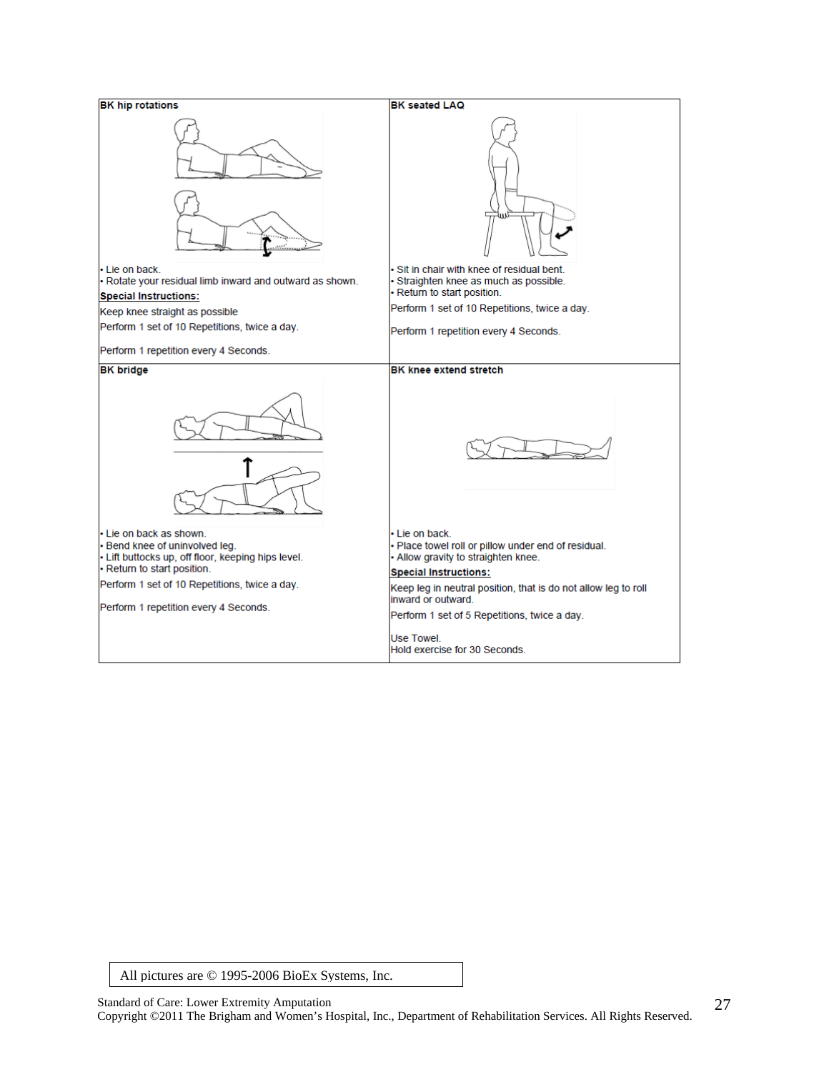### BK hip rotations

- Lie on back.
- Rotate your residual limb inward and outward as shown.

**Special Instructions:**

Keep knee straight as possible

Perform 1 set of 10 Repetitions, twice a day.

Perform 1 repetition every 4 Seconds.

### BK seated LAQ

- Sit in chair with knee of residual bent.
- Straighten knee as much as possible.
- Return to start position.

Perform 1 set of 10 Repetitions, twice a day.

Perform 1 repetition every 4 Seconds.

### BK bridge

- Lie on back as shown.
- Bend knee of uninvolved leg.
- Lift buttocks up, off floor, keeping hips level.
- Return to start position.

Perform 1 set of 10 Repetitions, twice a day.

Perform 1 repetition every 4 Seconds.

### BK knee extend stretch

- Lie on back.
- Place towel roll or pillow under end of residual.
- Allow gravity to straighten knee.

**Special Instructions:**

Keep leg in neutral position, that is do not allow leg to roll inward or outward.

Perform 1 set of 5 Repetitions, twice a day.

Use Towel.
Hold exercise for 30 Seconds.

All pictures are © 1995-2006 BioEx Systems, Inc.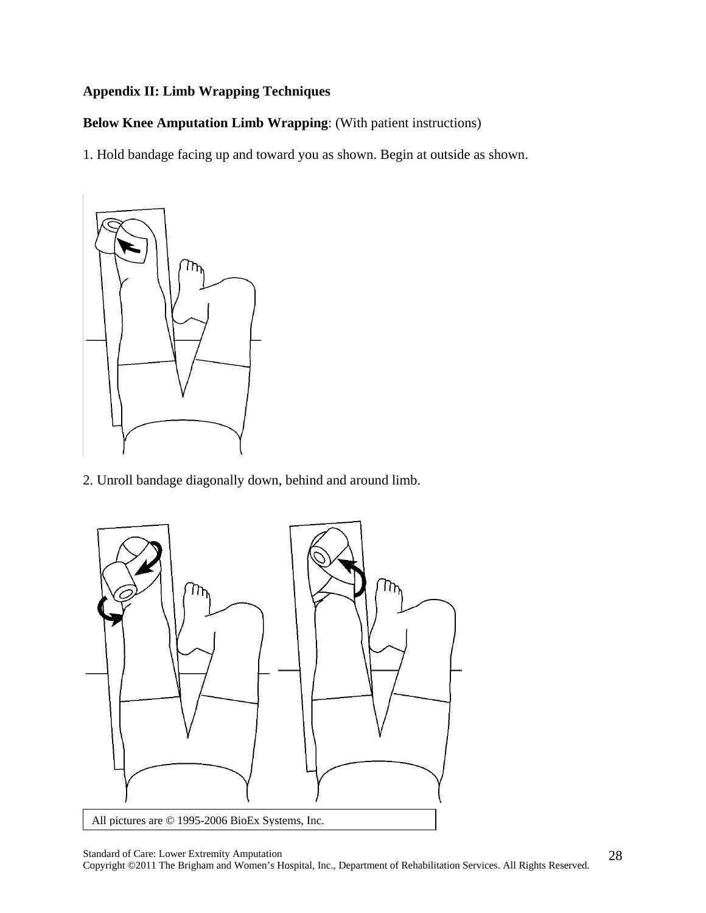**Appendix II: Limb Wrapping Techniques**

**Below Knee Amputation Limb Wrapping**: (With patient instructions)

1. Hold bandage facing up and toward you as shown. Begin at outside as shown.

2. Unroll bandage diagonally down, behind and around limb.

All pictures are © 1995-2006 BioEx Systems, Inc.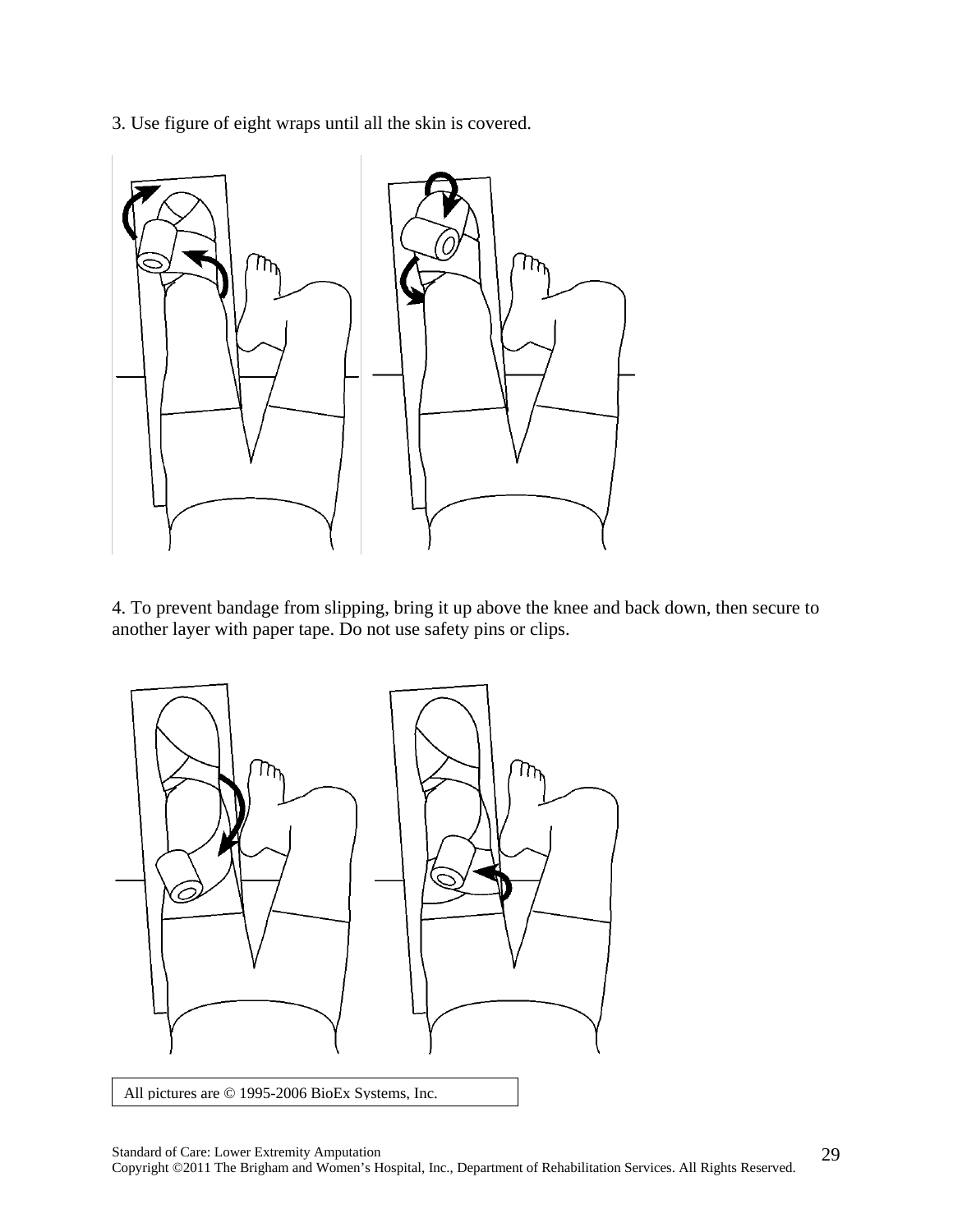3. Use figure of eight wraps until all the skin is covered.

4. To prevent bandage from slipping, bring it up above the knee and back down, then secure to another layer with paper tape. Do not use safety pins or clips.

All pictures are © 1995-2006 BioEx Systems, Inc.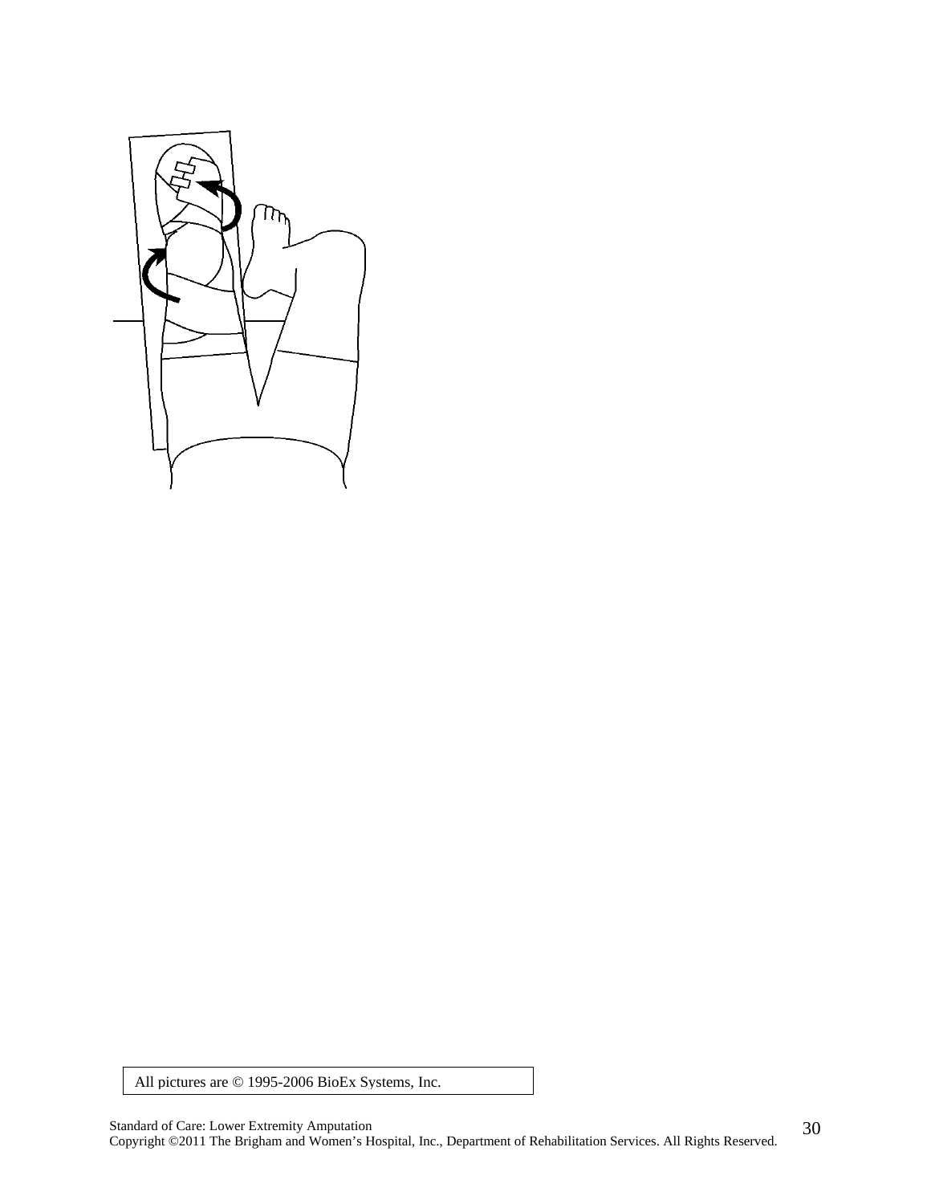All pictures are © 1995-2006 BioEx Systems, Inc.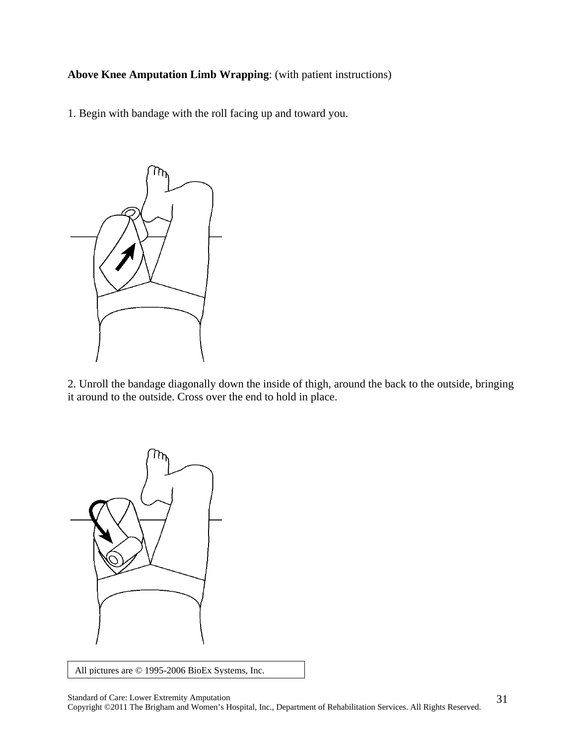**Above Knee Amputation Limb Wrapping**: (with patient instructions)

1. Begin with bandage with the roll facing up and toward you.

2. Unroll the bandage diagonally down the inside of thigh, around the back to the outside, bringing it around to the outside. Cross over the end to hold in place.

All pictures are © 1995-2006 BioEx Systems, Inc.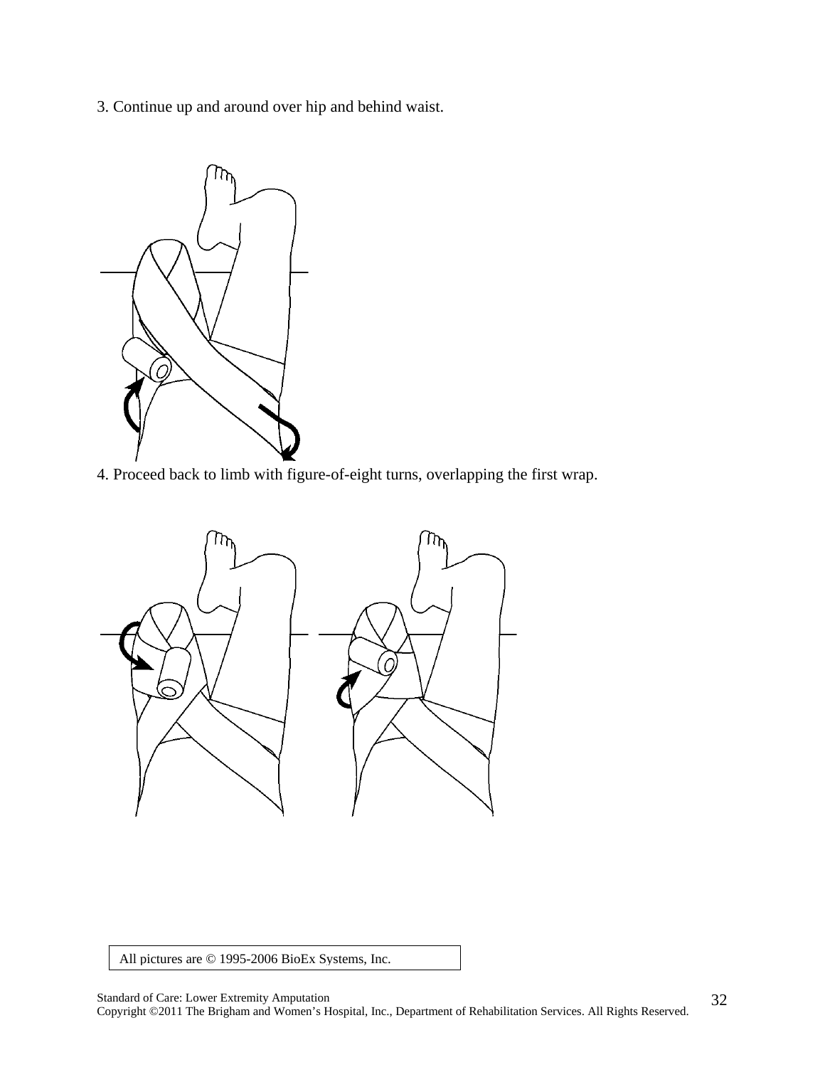3. Continue up and around over hip and behind waist.

4. Proceed back to limb with figure-of-eight turns, overlapping the first wrap.

All pictures are © 1995-2006 BioEx Systems, Inc.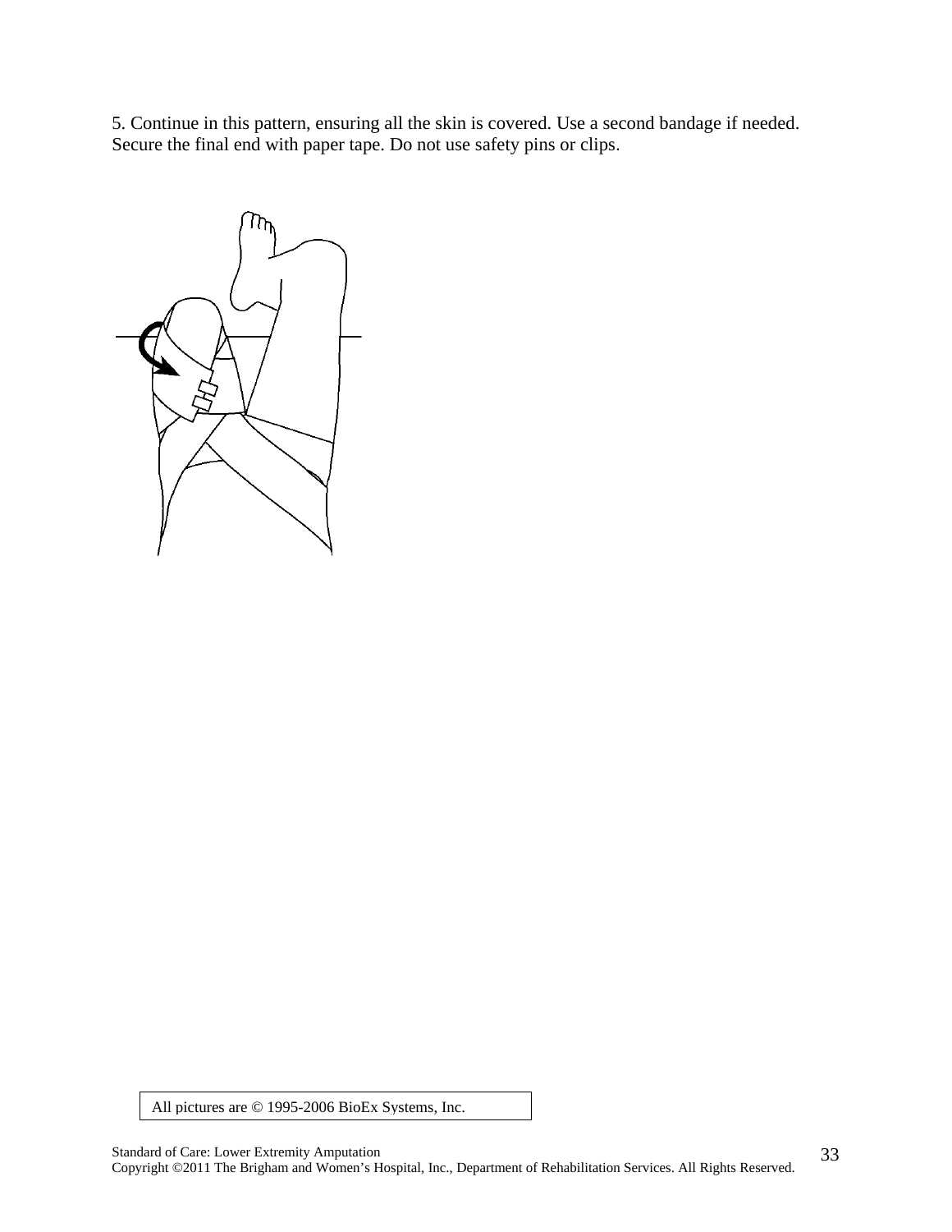5. Continue in this pattern, ensuring all the skin is covered. Use a second bandage if needed. Secure the final end with paper tape. Do not use safety pins or clips.

All pictures are © 1995-2006 BioEx Systems, Inc.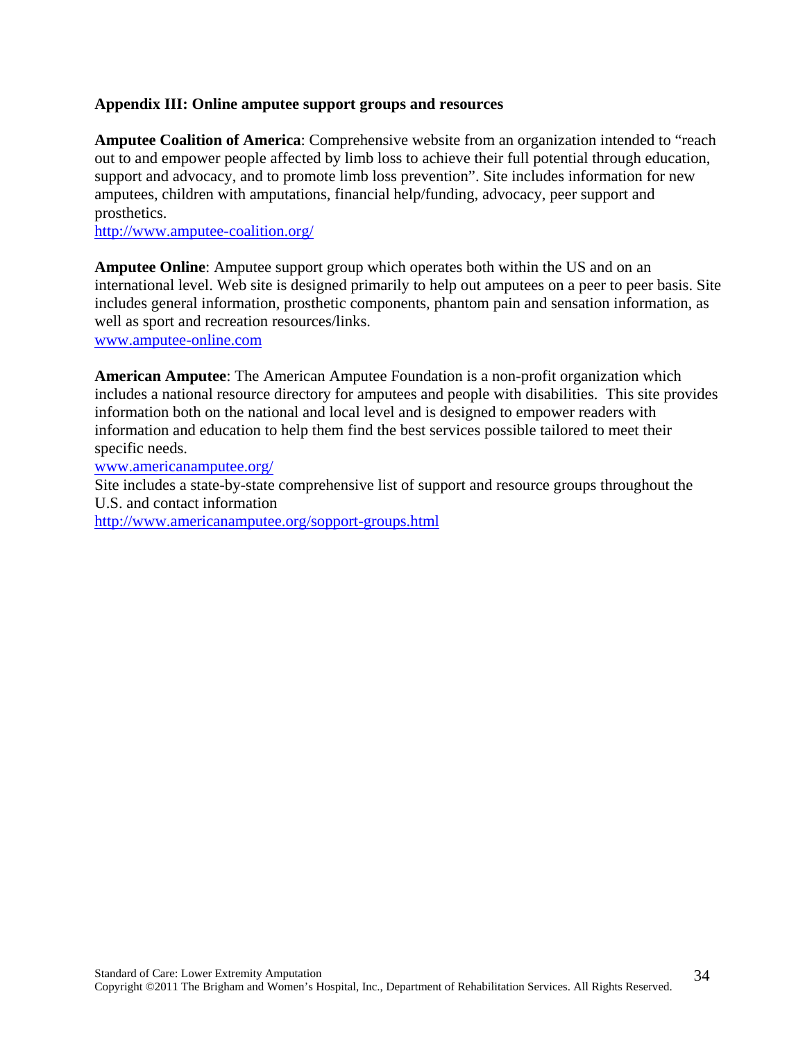**Appendix III: Online amputee support groups and resources**

**Amputee Coalition of America**: Comprehensive website from an organization intended to "reach out to and empower people affected by limb loss to achieve their full potential through education, support and advocacy, and to promote limb loss prevention". Site includes information for new amputees, children with amputations, financial help/funding, advocacy, peer support and prosthetics.
http://www.amputee-coalition.org/

**Amputee Online**: Amputee support group which operates both within the US and on an international level. Web site is designed primarily to help out amputees on a peer to peer basis. Site includes general information, prosthetic components, phantom pain and sensation information, as well as sport and recreation resources/links.
www.amputee-online.com

**American Amputee**: The American Amputee Foundation is a non-profit organization which includes a national resource directory for amputees and people with disabilities. This site provides information both on the national and local level and is designed to empower readers with information and education to help them find the best services possible tailored to meet their specific needs.
www.americanamputee.org/
Site includes a state-by-state comprehensive list of support and resource groups throughout the U.S. and contact information
http://www.americanamputee.org/sopport-groups.html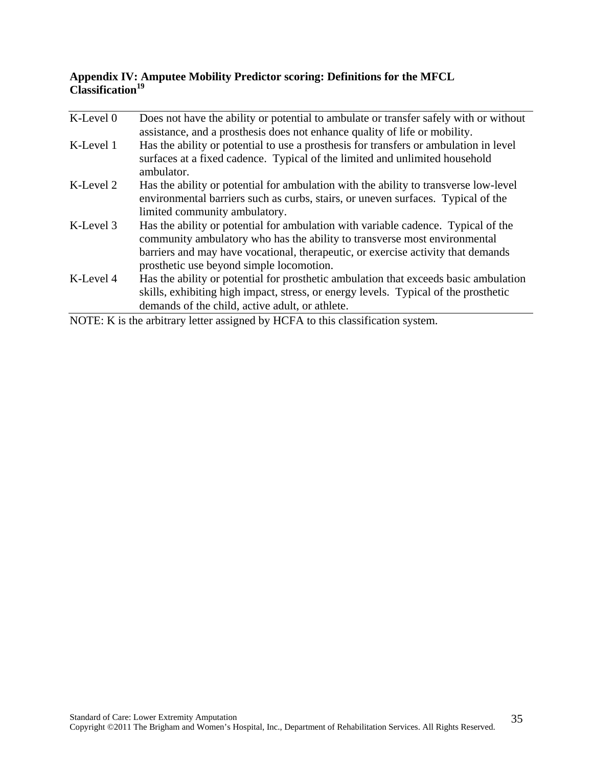## Appendix IV: Amputee Mobility Predictor scoring: Definitions for the MFCL Classification[19]

| | |
|---|---|
| K-Level 0 | Does not have the ability or potential to ambulate or transfer safely with or without assistance, and a prosthesis does not enhance quality of life or mobility. |
| K-Level 1 | Has the ability or potential to use a prosthesis for transfers or ambulation in level surfaces at a fixed cadence. Typical of the limited and unlimited household ambulator. |
| K-Level 2 | Has the ability or potential for ambulation with the ability to transverse low-level environmental barriers such as curbs, stairs, or uneven surfaces. Typical of the limited community ambulatory. |
| K-Level 3 | Has the ability or potential for ambulation with variable cadence. Typical of the community ambulatory who has the ability to transverse most environmental barriers and may have vocational, therapeutic, or exercise activity that demands prosthetic use beyond simple locomotion. |
| K-Level 4 | Has the ability or potential for prosthetic ambulation that exceeds basic ambulation skills, exhibiting high impact, stress, or energy levels. Typical of the prosthetic demands of the child, active adult, or athlete. |

NOTE: K is the arbitrary letter assigned by HCFA to this classification system.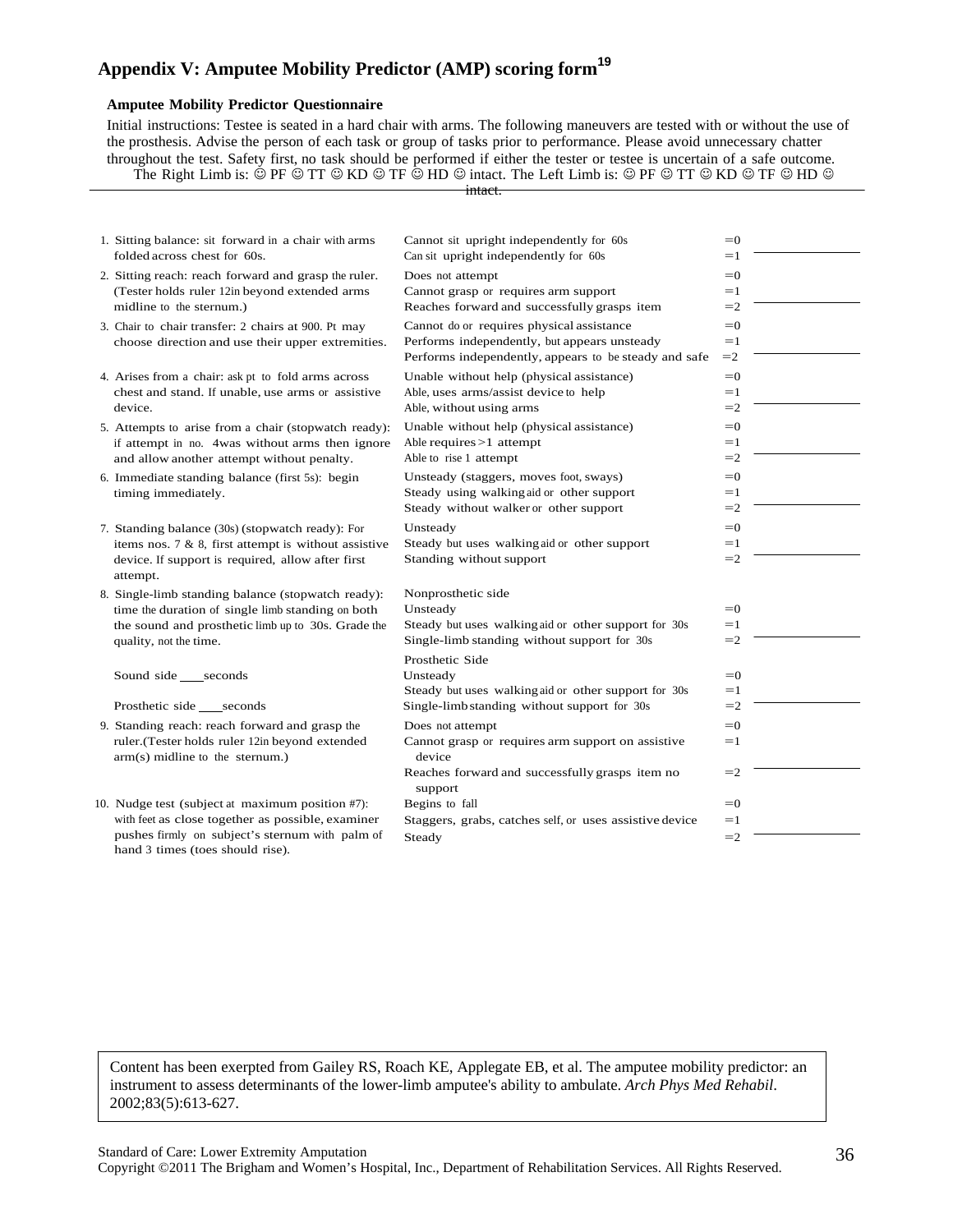## Appendix V: Amputee Mobility Predictor (AMP) scoring form[19]

**Amputee Mobility Predictor Questionnaire**

Initial instructions: Testee is seated in a hard chair with arms. The following maneuvers are tested with or without the use of the prosthesis. Advise the person of each task or group of tasks prior to performance. Please avoid unnecessary chatter throughout the test. Safety first, no task should be performed if either the tester or testee is uncertain of a safe outcome.

The Right Limb is: ☺ PF ☺ TT ☺ KD ☺ TF ☺ HD ☺ intact. The Left Limb is: ☺ PF ☺ TT ☺ KD ☺ TF ☺ HD ☺ intact.

| Item | Response | Score | |
|---|---|---|---|
| 1. Sitting balance: sit forward in a chair with arms folded across chest for 60s. | Cannot sit upright independently for 60s | =0 | |
| | Can sit upright independently for 60s | =1 | ______ |
| 2. Sitting reach: reach forward and grasp the ruler. (Tester holds ruler 12in beyond extended arms midline to the sternum.) | Does not attempt | =0 | |
| | Cannot grasp or requires arm support | =1 | |
| | Reaches forward and successfully grasps item | =2 | ______ |
| 3. Chair to chair transfer: 2 chairs at 900. Pt may choose direction and use their upper extremities. | Cannot do or requires physical assistance | =0 | |
| | Performs independently, but appears unsteady | =1 | |
| | Performs independently, appears to be steady and safe | =2 | ______ |
| 4. Arises from a chair: ask pt to fold arms across chest and stand. If unable, use arms or assistive device. | Unable without help (physical assistance) | =0 | |
| | Able, uses arms/assist device to help | =1 | |
| | Able, without using arms | =2 | ______ |
| 5. Attempts to arise from a chair (stopwatch ready): if attempt in no. 4was without arms then ignore and allow another attempt without penalty. | Unable without help (physical assistance) | =0 | |
| | Able requires >1 attempt | =1 | |
| | Able to rise 1 attempt | =2 | ______ |
| 6. Immediate standing balance (first 5s): begin timing immediately. | Unsteady (staggers, moves foot, sways) | =0 | |
| | Steady using walking aid or other support | =1 | |
| | Steady without walker or other support | =2 | ______ |
| 7. Standing balance (30s) (stopwatch ready): For items nos. 7 & 8, first attempt is without assistive device. If support is required, allow after first attempt. | Unsteady | =0 | |
| | Steady but uses walking aid or other support | =1 | |
| | Standing without support | =2 | ______ |
| 8. Single-limb standing balance (stopwatch ready): time the duration of single limb standing on both the sound and prosthetic limb up to 30s. Grade the quality, not the time. | Nonprosthetic side | | |
| | Unsteady | =0 | |
| | Steady but uses walking aid or other support for 30s | =1 | |
| | Single-limb standing without support for 30s | =2 | ______ |
| Sound side ____seconds | Prosthetic Side | | |
| | Unsteady | =0 | |
| | Steady but uses walking aid or other support for 30s | =1 | |
| Prosthetic side ____seconds | Single-limb standing without support for 30s | =2 | ______ |
| 9. Standing reach: reach forward and grasp the ruler.(Tester holds ruler 12in beyond extended arm(s) midline to the sternum.) | Does not attempt | =0 | |
| | Cannot grasp or requires arm support on assistive device | =1 | |
| | Reaches forward and successfully grasps item no support | =2 | ______ |
| 10. Nudge test (subject at maximum position #7): with feet as close together as possible, examiner pushes firmly on subject's sternum with palm of hand 3 times (toes should rise). | Begins to fall | =0 | |
| | Staggers, grabs, catches self, or uses assistive device | =1 | |
| | Steady | =2 | ______ |

Content has been exerpted from Gailey RS, Roach KE, Applegate EB, et al. The amputee mobility predictor: an instrument to assess determinants of the lower-limb amputee's ability to ambulate. *Arch Phys Med Rehabil*. 2002;83(5):613-627.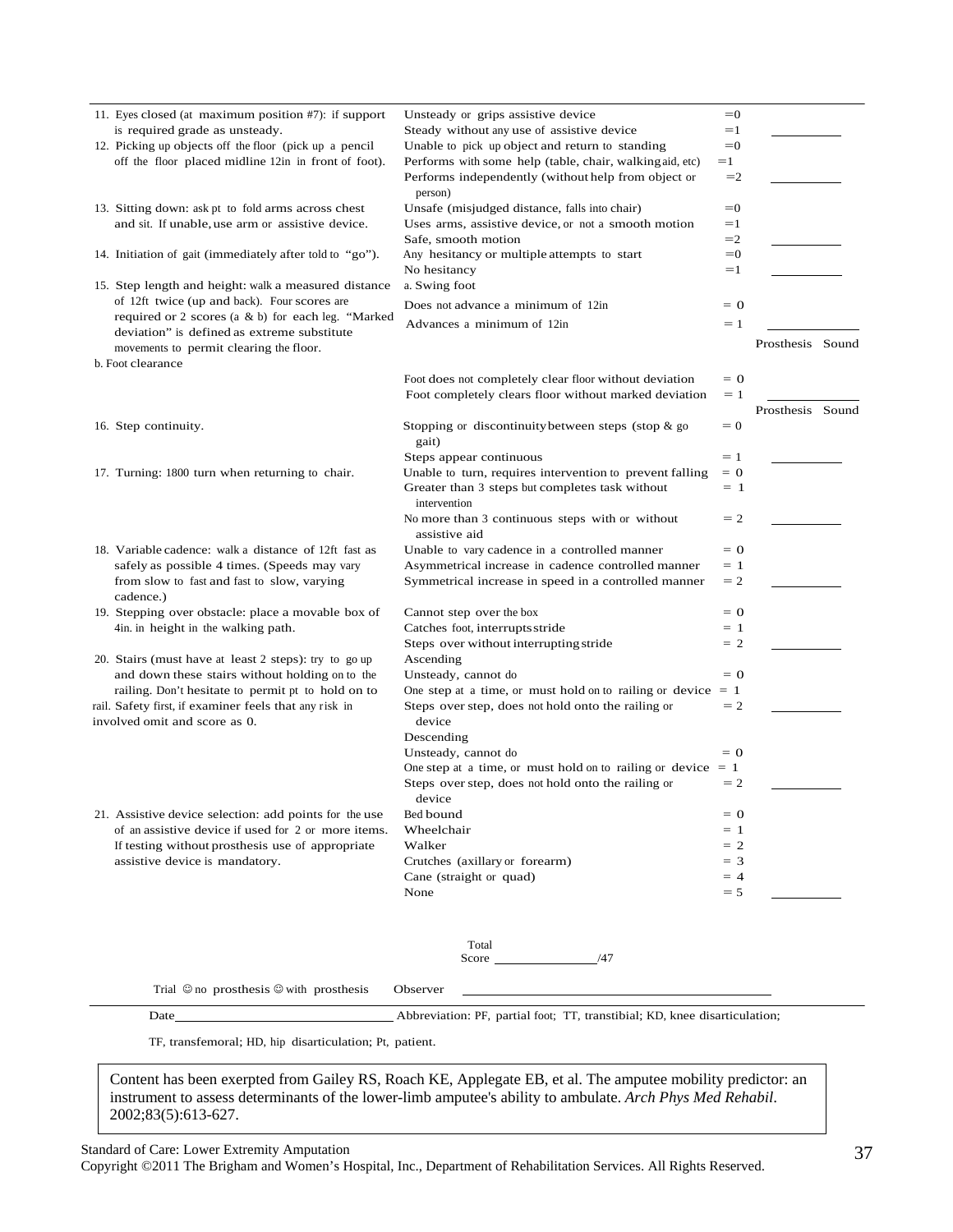| Item | Response | Score | |
|---|---|---|---|
| 11. Eyes closed (at maximum position #7): if support is required grade as unsteady. | Unsteady or grips assistive device | =0 | |
| | Steady without any use of assistive device | =1 | ________ |
| 12. Picking up objects off the floor (pick up a pencil off the floor placed midline 12in in front of foot). | Unable to pick up object and return to standing | =0 | |
| | Performs with some help (table, chair, walking aid, etc) | =1 | |
| | Performs independently (without help from object or person) | =2 | ________ |
| 13. Sitting down: ask pt to fold arms across chest and sit. If unable, use arm or assistive device. | Unsafe (misjudged distance, falls into chair) | =0 | |
| | Uses arms, assistive device, or not a smooth motion | =1 | |
| | Safe, smooth motion | =2 | ________ |
| 14. Initiation of gait (immediately after told to "go"). | Any hesitancy or multiple attempts to start | =0 | |
| | No hesitancy | =1 | ________ |
| 15. Step length and height: walk a measured distance of 12ft twice (up and back). Four scores are required or 2 scores (a & b) for each leg. "Marked deviation" is defined as extreme substitute movements to permit clearing the floor. | a. Swing foot | | |
| | Does not advance a minimum of 12in | = 0 | |
| | Advances a minimum of 12in | = 1 | ________ Prosthesis Sound |
| b. Foot clearance | Foot does not completely clear floor without deviation | = 0 | |
| | Foot completely clears floor without marked deviation | = 1 | ________ Prosthesis Sound |
| 16. Step continuity. | Stopping or discontinuity between steps (stop & go gait) | = 0 | |
| | Steps appear continuous | = 1 | ________ |
| 17. Turning: 1800 turn when returning to chair. | Unable to turn, requires intervention to prevent falling | = 0 | |
| | Greater than 3 steps but completes task without intervention | = 1 | |
| | No more than 3 continuous steps with or without assistive aid | = 2 | ________ |
| 18. Variable cadence: walk a distance of 12ft fast as safely as possible 4 times. (Speeds may vary from slow to fast and fast to slow, varying cadence.) | Unable to vary cadence in a controlled manner | = 0 | |
| | Asymmetrical increase in cadence controlled manner | = 1 | |
| | Symmetrical increase in speed in a controlled manner | = 2 | ________ |
| 19. Stepping over obstacle: place a movable box of 4in. in height in the walking path. | Cannot step over the box | = 0 | |
| | Catches foot, interrupts stride | = 1 | |
| | Steps over without interrupting stride | = 2 | ________ |
| 20. Stairs (must have at least 2 steps): try to go up and down these stairs without holding on to the railing. Don't hesitate to permit pt to hold on to rail. Safety first, if examiner feels that any risk in involved omit and score as 0. | Ascending | | |
| | Unsteady, cannot do | = 0 | |
| | One step at a time, or must hold on to railing or device | = 1 | |
| | Steps over step, does not hold onto the railing or device | = 2 | ________ |
| | Descending | | |
| | Unsteady, cannot do | = 0 | |
| | One step at a time, or must hold on to railing or device | = 1 | |
| | Steps over step, does not hold onto the railing or device | = 2 | ________ |
| 21. Assistive device selection: add points for the use of an assistive device if used for 2 or more items. If testing without prosthesis use of appropriate assistive device is mandatory. | Bed bound | = 0 | |
| | Wheelchair | = 1 | |
| | Walker | = 2 | |
| | Crutches (axillary or forearm) | = 3 | |
| | Cane (straight or quad) | = 4 | |
| | None | = 5 | ________ |

Total Score ________/47

Trial ☺ no prosthesis ☺ with prosthesis  Observer ____________________

Date ____________________ Abbreviation: PF, partial foot; TT, transtibial; KD, knee disarticulation; TF, transfemoral; HD, hip disarticulation; Pt, patient.

Content has been exerpted from Gailey RS, Roach KE, Applegate EB, et al. The amputee mobility predictor: an instrument to assess determinants of the lower-limb amputee's ability to ambulate. *Arch Phys Med Rehabil*. 2002;83(5):613-627.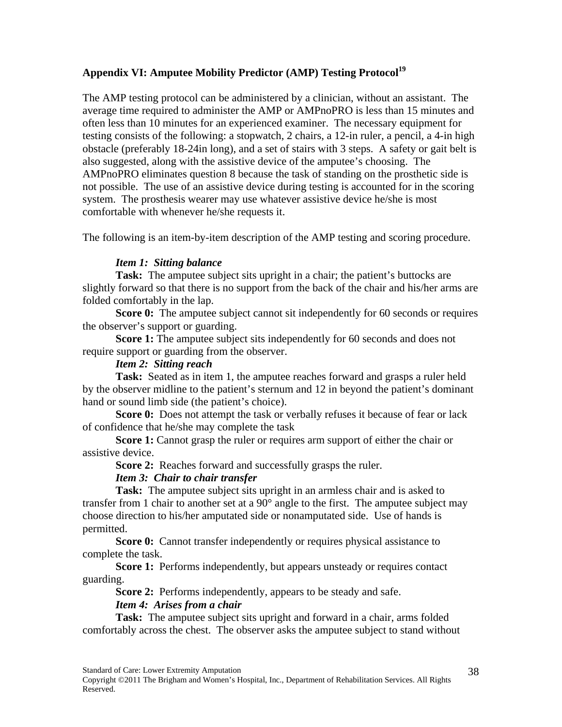## Appendix VI: Amputee Mobility Predictor (AMP) Testing Protocol[19]

The AMP testing protocol can be administered by a clinician, without an assistant. The average time required to administer the AMP or AMPnoPRO is less than 15 minutes and often less than 10 minutes for an experienced examiner. The necessary equipment for testing consists of the following: a stopwatch, 2 chairs, a 12-in ruler, a pencil, a 4-in high obstacle (preferably 18-24in long), and a set of stairs with 3 steps. A safety or gait belt is also suggested, along with the assistive device of the amputee's choosing. The AMPnoPRO eliminates question 8 because the task of standing on the prosthetic side is not possible. The use of an assistive device during testing is accounted for in the scoring system. The prosthesis wearer may use whatever assistive device he/she is most comfortable with whenever he/she requests it.

The following is an item-by-item description of the AMP testing and scoring procedure.

***Item 1: Sitting balance***

**Task:** The amputee subject sits upright in a chair; the patient's buttocks are slightly forward so that there is no support from the back of the chair and his/her arms are folded comfortably in the lap.

**Score 0:** The amputee subject cannot sit independently for 60 seconds or requires the observer's support or guarding.

**Score 1:** The amputee subject sits independently for 60 seconds and does not require support or guarding from the observer.

***Item 2: Sitting reach***

**Task:** Seated as in item 1, the amputee reaches forward and grasps a ruler held by the observer midline to the patient's sternum and 12 in beyond the patient's dominant hand or sound limb side (the patient's choice).

**Score 0:** Does not attempt the task or verbally refuses it because of fear or lack of confidence that he/she may complete the task

**Score 1:** Cannot grasp the ruler or requires arm support of either the chair or assistive device.

**Score 2:** Reaches forward and successfully grasps the ruler.

***Item 3: Chair to chair transfer***

**Task:** The amputee subject sits upright in an armless chair and is asked to transfer from 1 chair to another set at a 90° angle to the first. The amputee subject may choose direction to his/her amputated side or nonamputated side. Use of hands is permitted.

**Score 0:** Cannot transfer independently or requires physical assistance to complete the task.

**Score 1:** Performs independently, but appears unsteady or requires contact guarding.

**Score 2:** Performs independently, appears to be steady and safe.

***Item 4: Arises from a chair***

**Task:** The amputee subject sits upright and forward in a chair, arms folded comfortably across the chest. The observer asks the amputee subject to stand without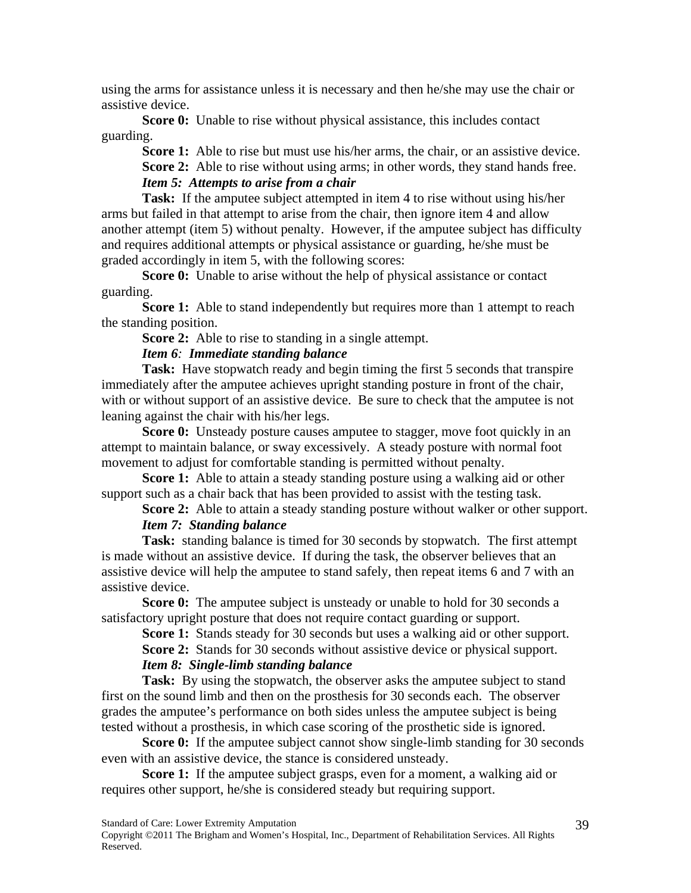using the arms for assistance unless it is necessary and then he/she may use the chair or assistive device.

**Score 0:** Unable to rise without physical assistance, this includes contact guarding.

**Score 1:** Able to rise but must use his/her arms, the chair, or an assistive device.

**Score 2:** Able to rise without using arms; in other words, they stand hands free.

***Item 5: Attempts to arise from a chair***

**Task:** If the amputee subject attempted in item 4 to rise without using his/her arms but failed in that attempt to arise from the chair, then ignore item 4 and allow another attempt (item 5) without penalty. However, if the amputee subject has difficulty and requires additional attempts or physical assistance or guarding, he/she must be graded accordingly in item 5, with the following scores:

**Score 0:** Unable to arise without the help of physical assistance or contact guarding.

**Score 1:** Able to stand independently but requires more than 1 attempt to reach the standing position.

**Score 2:** Able to rise to standing in a single attempt.

***Item 6: Immediate standing balance***

**Task:** Have stopwatch ready and begin timing the first 5 seconds that transpire immediately after the amputee achieves upright standing posture in front of the chair, with or without support of an assistive device. Be sure to check that the amputee is not leaning against the chair with his/her legs.

**Score 0:** Unsteady posture causes amputee to stagger, move foot quickly in an attempt to maintain balance, or sway excessively. A steady posture with normal foot movement to adjust for comfortable standing is permitted without penalty.

**Score 1:** Able to attain a steady standing posture using a walking aid or other support such as a chair back that has been provided to assist with the testing task.

**Score 2:** Able to attain a steady standing posture without walker or other support.

***Item 7: Standing balance***

**Task:** standing balance is timed for 30 seconds by stopwatch. The first attempt is made without an assistive device. If during the task, the observer believes that an assistive device will help the amputee to stand safely, then repeat items 6 and 7 with an assistive device.

**Score 0:** The amputee subject is unsteady or unable to hold for 30 seconds a satisfactory upright posture that does not require contact guarding or support.

**Score 1:** Stands steady for 30 seconds but uses a walking aid or other support.

**Score 2:** Stands for 30 seconds without assistive device or physical support.

***Item 8: Single-limb standing balance***

**Task:** By using the stopwatch, the observer asks the amputee subject to stand first on the sound limb and then on the prosthesis for 30 seconds each. The observer grades the amputee's performance on both sides unless the amputee subject is being tested without a prosthesis, in which case scoring of the prosthetic side is ignored.

**Score 0:** If the amputee subject cannot show single-limb standing for 30 seconds even with an assistive device, the stance is considered unsteady.

**Score 1:** If the amputee subject grasps, even for a moment, a walking aid or requires other support, he/she is considered steady but requiring support.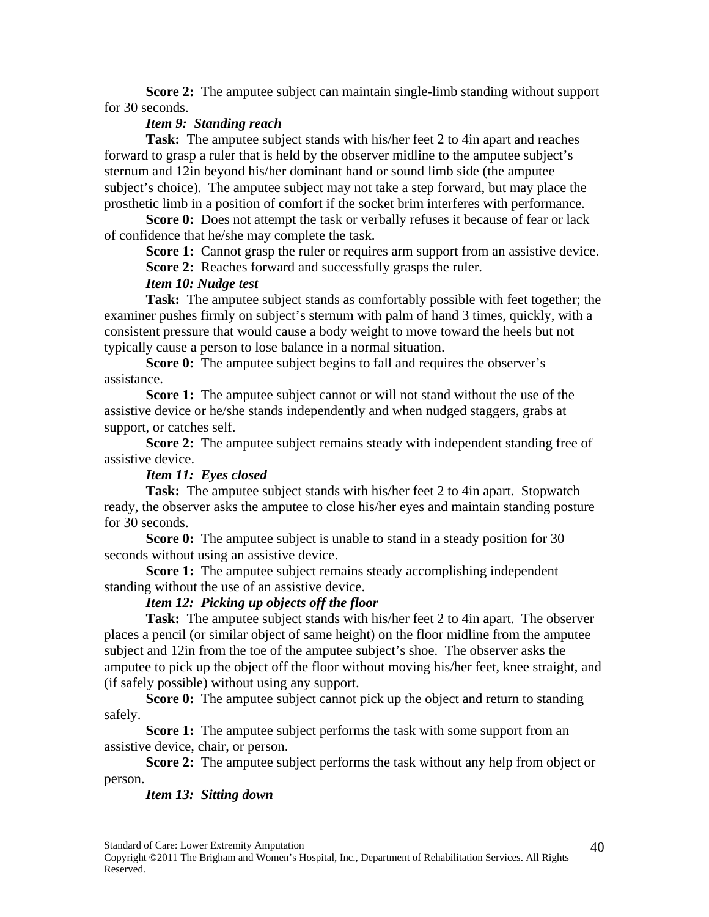**Score 2:** The amputee subject can maintain single-limb standing without support for 30 seconds.

***Item 9: Standing reach***

**Task:** The amputee subject stands with his/her feet 2 to 4in apart and reaches forward to grasp a ruler that is held by the observer midline to the amputee subject's sternum and 12in beyond his/her dominant hand or sound limb side (the amputee subject's choice). The amputee subject may not take a step forward, but may place the prosthetic limb in a position of comfort if the socket brim interferes with performance.

**Score 0:** Does not attempt the task or verbally refuses it because of fear or lack of confidence that he/she may complete the task.

**Score 1:** Cannot grasp the ruler or requires arm support from an assistive device.

**Score 2:** Reaches forward and successfully grasps the ruler.

***Item 10: Nudge test***

**Task:** The amputee subject stands as comfortably possible with feet together; the examiner pushes firmly on subject's sternum with palm of hand 3 times, quickly, with a consistent pressure that would cause a body weight to move toward the heels but not typically cause a person to lose balance in a normal situation.

**Score 0:** The amputee subject begins to fall and requires the observer's assistance.

**Score 1:** The amputee subject cannot or will not stand without the use of the assistive device or he/she stands independently and when nudged staggers, grabs at support, or catches self.

**Score 2:** The amputee subject remains steady with independent standing free of assistive device.

***Item 11: Eyes closed***

**Task:** The amputee subject stands with his/her feet 2 to 4in apart. Stopwatch ready, the observer asks the amputee to close his/her eyes and maintain standing posture for 30 seconds.

**Score 0:** The amputee subject is unable to stand in a steady position for 30 seconds without using an assistive device.

**Score 1:** The amputee subject remains steady accomplishing independent standing without the use of an assistive device.

***Item 12: Picking up objects off the floor***

**Task:** The amputee subject stands with his/her feet 2 to 4in apart. The observer places a pencil (or similar object of same height) on the floor midline from the amputee subject and 12in from the toe of the amputee subject's shoe. The observer asks the amputee to pick up the object off the floor without moving his/her feet, knee straight, and (if safely possible) without using any support.

**Score 0:** The amputee subject cannot pick up the object and return to standing safely.

**Score 1:** The amputee subject performs the task with some support from an assistive device, chair, or person.

**Score 2:** The amputee subject performs the task without any help from object or person.

***Item 13: Sitting down***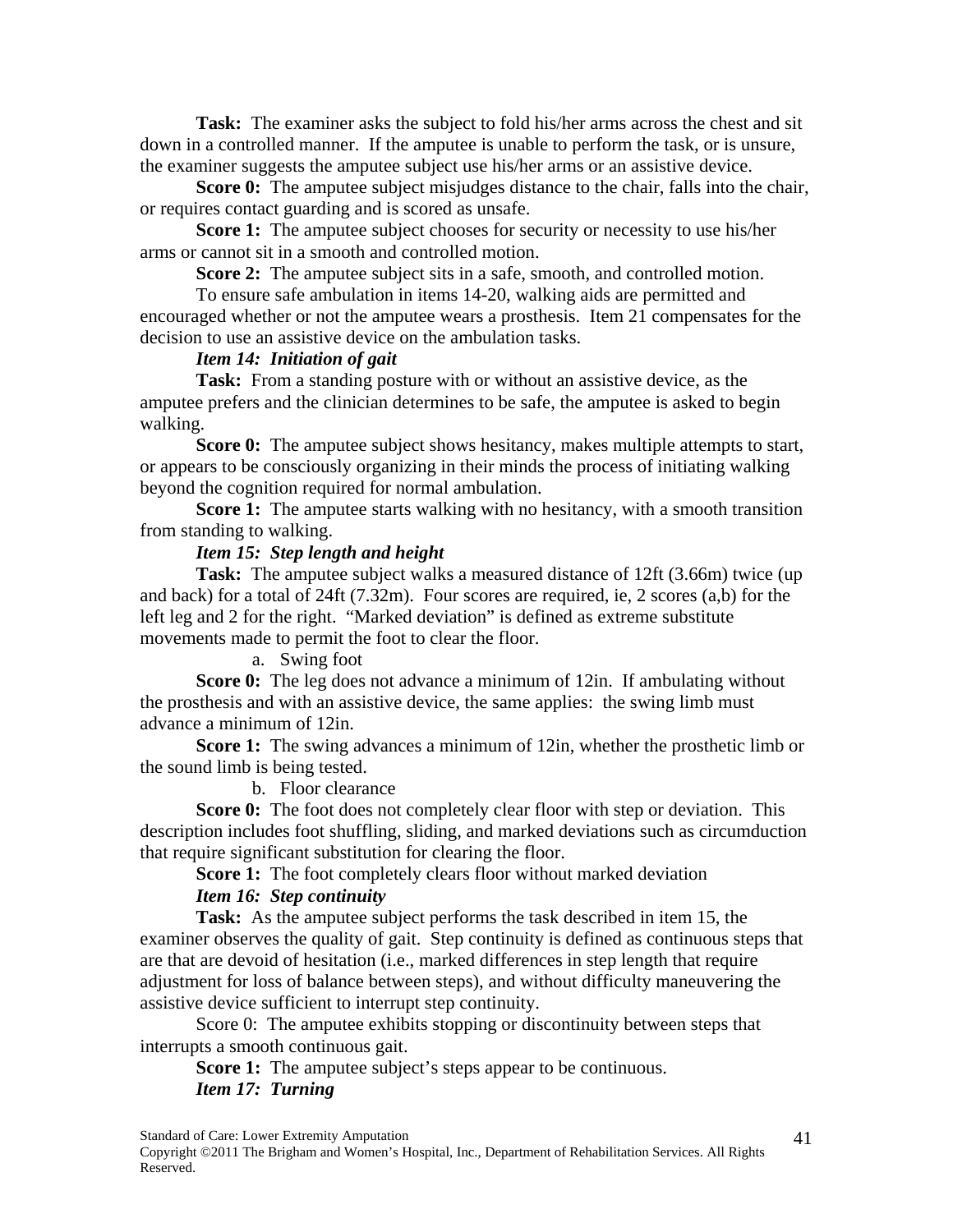**Task:** The examiner asks the subject to fold his/her arms across the chest and sit down in a controlled manner. If the amputee is unable to perform the task, or is unsure, the examiner suggests the amputee subject use his/her arms or an assistive device.

**Score 0:** The amputee subject misjudges distance to the chair, falls into the chair, or requires contact guarding and is scored as unsafe.

**Score 1:** The amputee subject chooses for security or necessity to use his/her arms or cannot sit in a smooth and controlled motion.

**Score 2:** The amputee subject sits in a safe, smooth, and controlled motion.

To ensure safe ambulation in items 14-20, walking aids are permitted and encouraged whether or not the amputee wears a prosthesis. Item 21 compensates for the decision to use an assistive device on the ambulation tasks.

***Item 14: Initiation of gait***

**Task:** From a standing posture with or without an assistive device, as the amputee prefers and the clinician determines to be safe, the amputee is asked to begin walking.

**Score 0:** The amputee subject shows hesitancy, makes multiple attempts to start, or appears to be consciously organizing in their minds the process of initiating walking beyond the cognition required for normal ambulation.

**Score 1:** The amputee starts walking with no hesitancy, with a smooth transition from standing to walking.

***Item 15: Step length and height***

**Task:** The amputee subject walks a measured distance of 12ft (3.66m) twice (up and back) for a total of 24ft (7.32m). Four scores are required, ie, 2 scores (a,b) for the left leg and 2 for the right. "Marked deviation" is defined as extreme substitute movements made to permit the foot to clear the floor.

a. Swing foot

**Score 0:** The leg does not advance a minimum of 12in. If ambulating without the prosthesis and with an assistive device, the same applies: the swing limb must advance a minimum of 12in.

**Score 1:** The swing advances a minimum of 12in, whether the prosthetic limb or the sound limb is being tested.

b. Floor clearance

**Score 0:** The foot does not completely clear floor with step or deviation. This description includes foot shuffling, sliding, and marked deviations such as circumduction that require significant substitution for clearing the floor.

**Score 1:** The foot completely clears floor without marked deviation

***Item 16: Step continuity***

**Task:** As the amputee subject performs the task described in item 15, the examiner observes the quality of gait. Step continuity is defined as continuous steps that are that are devoid of hesitation (i.e., marked differences in step length that require adjustment for loss of balance between steps), and without difficulty maneuvering the assistive device sufficient to interrupt step continuity.

Score 0: The amputee exhibits stopping or discontinuity between steps that interrupts a smooth continuous gait.

**Score 1:** The amputee subject's steps appear to be continuous.

***Item 17: Turning***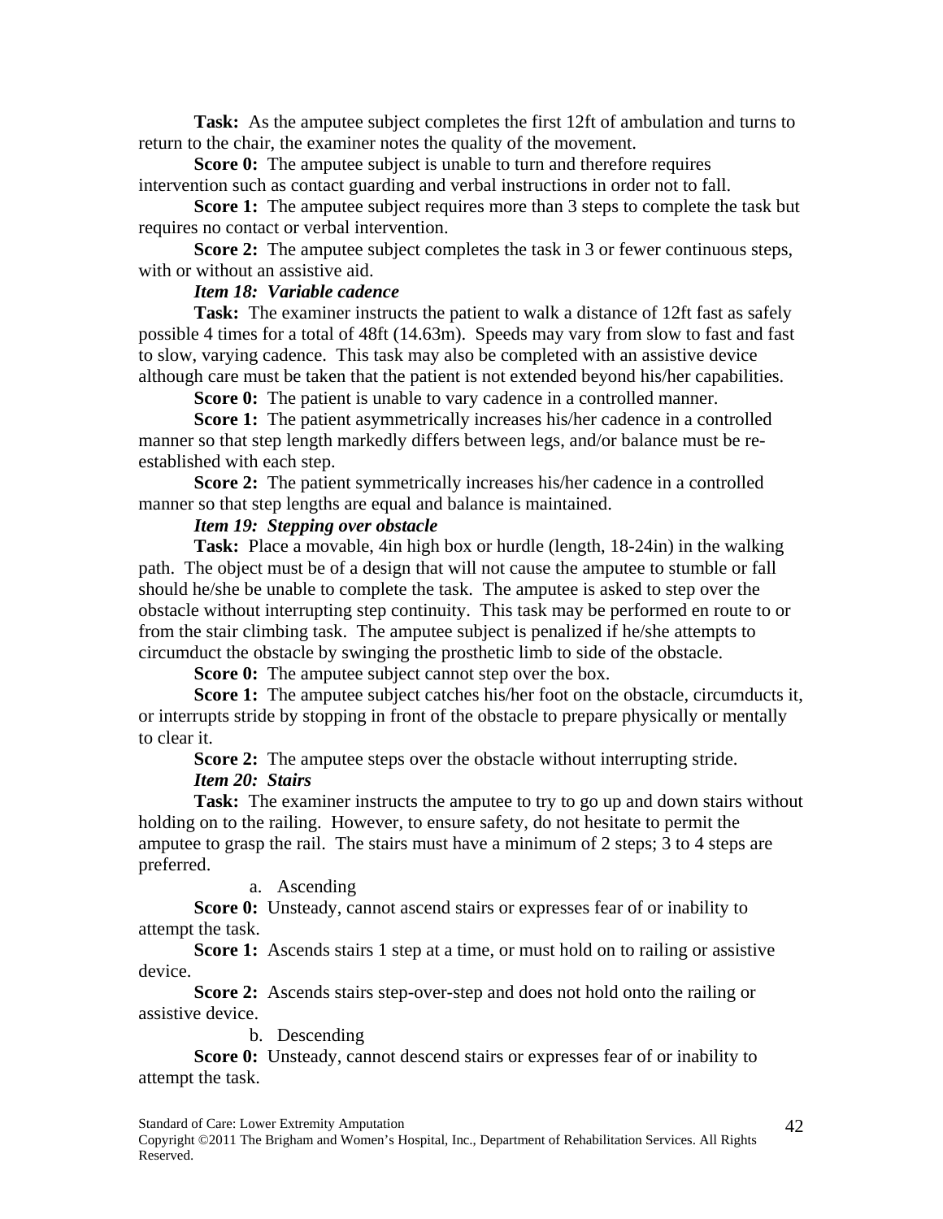**Task:** As the amputee subject completes the first 12ft of ambulation and turns to return to the chair, the examiner notes the quality of the movement.

**Score 0:** The amputee subject is unable to turn and therefore requires intervention such as contact guarding and verbal instructions in order not to fall.

**Score 1:** The amputee subject requires more than 3 steps to complete the task but requires no contact or verbal intervention.

**Score 2:** The amputee subject completes the task in 3 or fewer continuous steps, with or without an assistive aid.

***Item 18: Variable cadence***

**Task:** The examiner instructs the patient to walk a distance of 12ft fast as safely possible 4 times for a total of 48ft (14.63m). Speeds may vary from slow to fast and fast to slow, varying cadence. This task may also be completed with an assistive device although care must be taken that the patient is not extended beyond his/her capabilities.

**Score 0:** The patient is unable to vary cadence in a controlled manner.

**Score 1:** The patient asymmetrically increases his/her cadence in a controlled manner so that step length markedly differs between legs, and/or balance must be re-established with each step.

**Score 2:** The patient symmetrically increases his/her cadence in a controlled manner so that step lengths are equal and balance is maintained.

***Item 19: Stepping over obstacle***

**Task:** Place a movable, 4in high box or hurdle (length, 18-24in) in the walking path. The object must be of a design that will not cause the amputee to stumble or fall should he/she be unable to complete the task. The amputee is asked to step over the obstacle without interrupting step continuity. This task may be performed en route to or from the stair climbing task. The amputee subject is penalized if he/she attempts to circumduct the obstacle by swinging the prosthetic limb to side of the obstacle.

**Score 0:** The amputee subject cannot step over the box.

**Score 1:** The amputee subject catches his/her foot on the obstacle, circumducts it, or interrupts stride by stopping in front of the obstacle to prepare physically or mentally to clear it.

**Score 2:** The amputee steps over the obstacle without interrupting stride.

***Item 20: Stairs***

**Task:** The examiner instructs the amputee to try to go up and down stairs without holding on to the railing. However, to ensure safety, do not hesitate to permit the amputee to grasp the rail. The stairs must have a minimum of 2 steps; 3 to 4 steps are preferred.

a. Ascending

**Score 0:** Unsteady, cannot ascend stairs or expresses fear of or inability to attempt the task.

**Score 1:** Ascends stairs 1 step at a time, or must hold on to railing or assistive device.

**Score 2:** Ascends stairs step-over-step and does not hold onto the railing or assistive device.

b. Descending

**Score 0:** Unsteady, cannot descend stairs or expresses fear of or inability to attempt the task.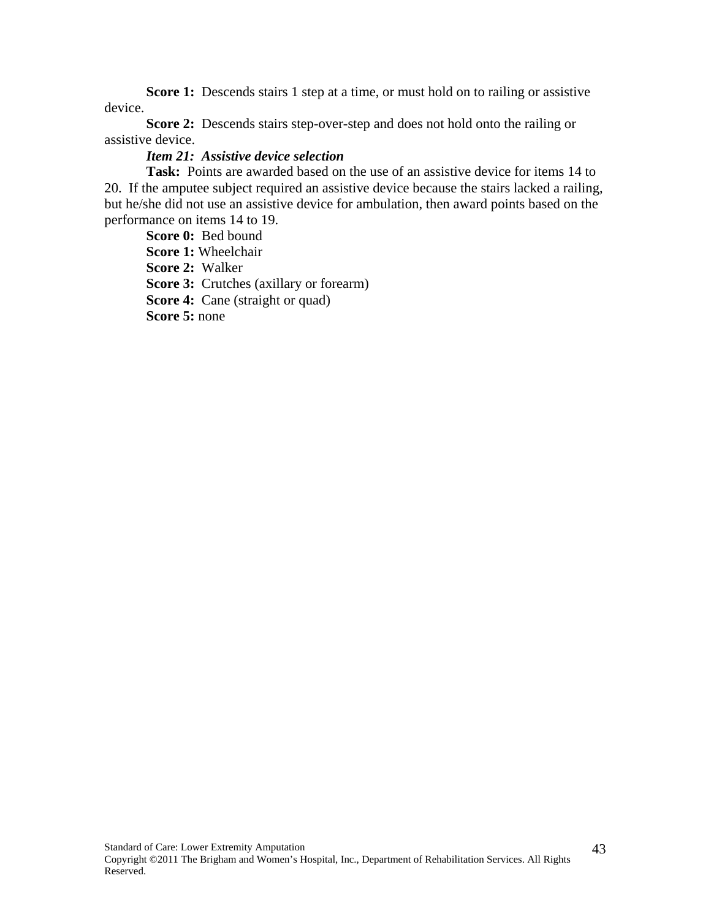**Score 1:** Descends stairs 1 step at a time, or must hold on to railing or assistive device.

**Score 2:** Descends stairs step-over-step and does not hold onto the railing or assistive device.

***Item 21: Assistive device selection***

**Task:** Points are awarded based on the use of an assistive device for items 14 to 20. If the amputee subject required an assistive device because the stairs lacked a railing, but he/she did not use an assistive device for ambulation, then award points based on the performance on items 14 to 19.

**Score 0:** Bed bound

**Score 1:** Wheelchair

**Score 2:** Walker

**Score 3:** Crutches (axillary or forearm)

**Score 4:** Cane (straight or quad)

**Score 5:** none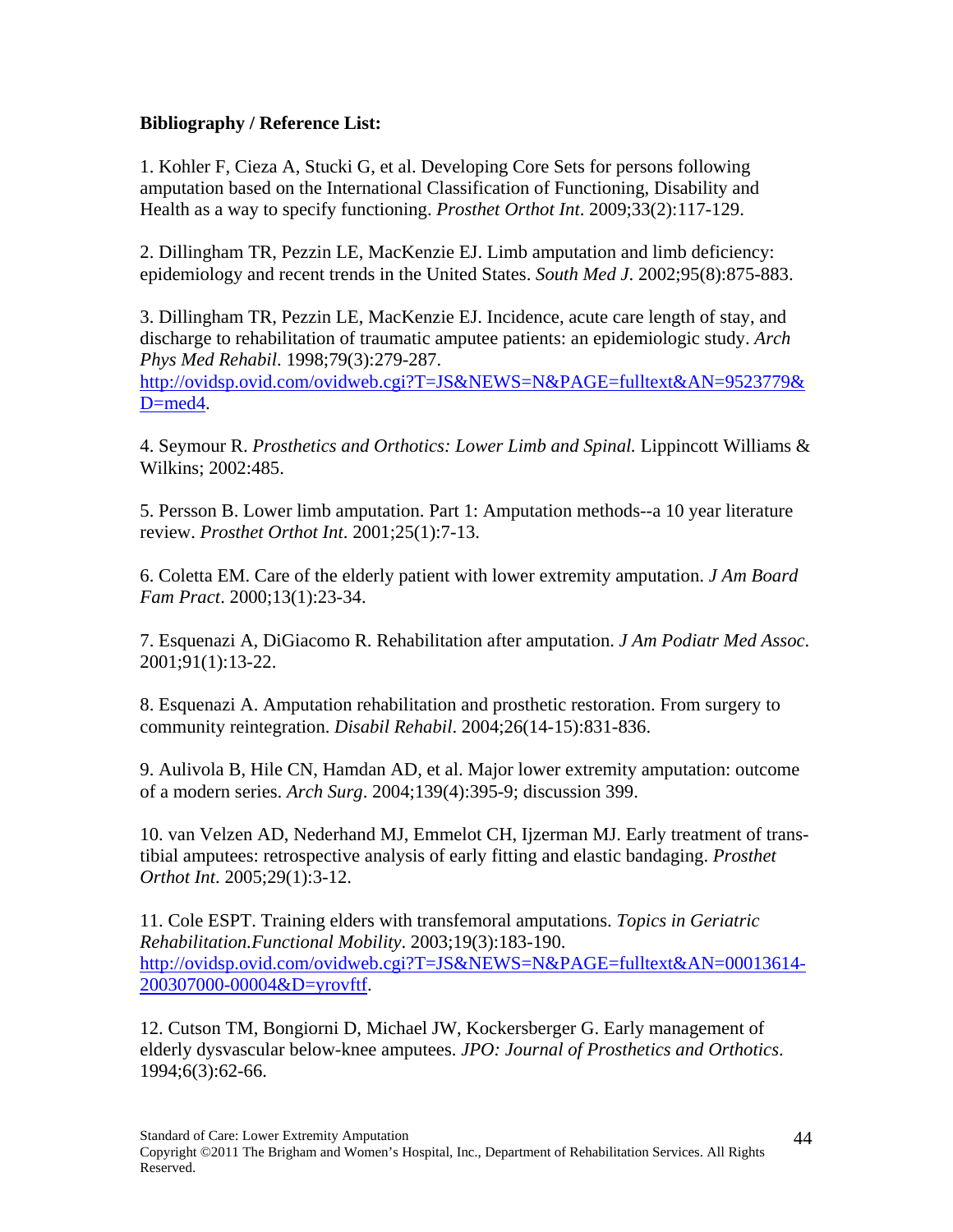**Bibliography / Reference List:**

1. Kohler F, Cieza A, Stucki G, et al. Developing Core Sets for persons following amputation based on the International Classification of Functioning, Disability and Health as a way to specify functioning. *Prosthet Orthot Int*. 2009;33(2):117-129.

2. Dillingham TR, Pezzin LE, MacKenzie EJ. Limb amputation and limb deficiency: epidemiology and recent trends in the United States. *South Med J*. 2002;95(8):875-883.

3. Dillingham TR, Pezzin LE, MacKenzie EJ. Incidence, acute care length of stay, and discharge to rehabilitation of traumatic amputee patients: an epidemiologic study. *Arch Phys Med Rehabil*. 1998;79(3):279-287. http://ovidsp.ovid.com/ovidweb.cgi?T=JS&NEWS=N&PAGE=fulltext&AN=9523779&D=med4.

4. Seymour R. *Prosthetics and Orthotics: Lower Limb and Spinal.* Lippincott Williams & Wilkins; 2002:485.

5. Persson B. Lower limb amputation. Part 1: Amputation methods--a 10 year literature review. *Prosthet Orthot Int*. 2001;25(1):7-13.

6. Coletta EM. Care of the elderly patient with lower extremity amputation. *J Am Board Fam Pract*. 2000;13(1):23-34.

7. Esquenazi A, DiGiacomo R. Rehabilitation after amputation. *J Am Podiatr Med Assoc*. 2001;91(1):13-22.

8. Esquenazi A. Amputation rehabilitation and prosthetic restoration. From surgery to community reintegration. *Disabil Rehabil*. 2004;26(14-15):831-836.

9. Aulivola B, Hile CN, Hamdan AD, et al. Major lower extremity amputation: outcome of a modern series. *Arch Surg*. 2004;139(4):395-9; discussion 399.

10. van Velzen AD, Nederhand MJ, Emmelot CH, Ijzerman MJ. Early treatment of trans-tibial amputees: retrospective analysis of early fitting and elastic bandaging. *Prosthet Orthot Int*. 2005;29(1):3-12.

11. Cole ESPT. Training elders with transfemoral amputations. *Topics in Geriatric Rehabilitation.Functional Mobility*. 2003;19(3):183-190. http://ovidsp.ovid.com/ovidweb.cgi?T=JS&NEWS=N&PAGE=fulltext&AN=00013614-200307000-00004&D=yrovftf.

12. Cutson TM, Bongiorni D, Michael JW, Kockersberger G. Early management of elderly dysvascular below-knee amputees. *JPO: Journal of Prosthetics and Orthotics*. 1994;6(3):62-66.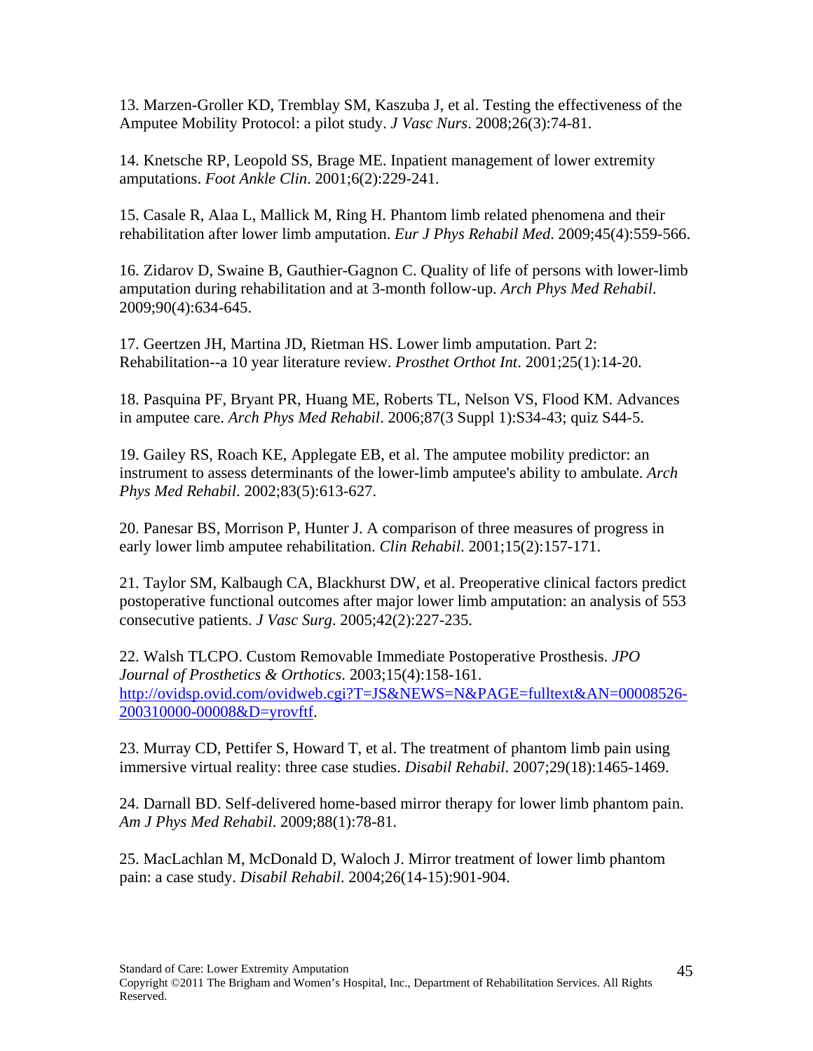13. Marzen-Groller KD, Tremblay SM, Kaszuba J, et al. Testing the effectiveness of the Amputee Mobility Protocol: a pilot study. *J Vasc Nurs*. 2008;26(3):74-81.

14. Knetsche RP, Leopold SS, Brage ME. Inpatient management of lower extremity amputations. *Foot Ankle Clin*. 2001;6(2):229-241.

15. Casale R, Alaa L, Mallick M, Ring H. Phantom limb related phenomena and their rehabilitation after lower limb amputation. *Eur J Phys Rehabil Med*. 2009;45(4):559-566.

16. Zidarov D, Swaine B, Gauthier-Gagnon C. Quality of life of persons with lower-limb amputation during rehabilitation and at 3-month follow-up. *Arch Phys Med Rehabil*. 2009;90(4):634-645.

17. Geertzen JH, Martina JD, Rietman HS. Lower limb amputation. Part 2: Rehabilitation--a 10 year literature review. *Prosthet Orthot Int*. 2001;25(1):14-20.

18. Pasquina PF, Bryant PR, Huang ME, Roberts TL, Nelson VS, Flood KM. Advances in amputee care. *Arch Phys Med Rehabil*. 2006;87(3 Suppl 1):S34-43; quiz S44-5.

19. Gailey RS, Roach KE, Applegate EB, et al. The amputee mobility predictor: an instrument to assess determinants of the lower-limb amputee's ability to ambulate. *Arch Phys Med Rehabil*. 2002;83(5):613-627.

20. Panesar BS, Morrison P, Hunter J. A comparison of three measures of progress in early lower limb amputee rehabilitation. *Clin Rehabil*. 2001;15(2):157-171.

21. Taylor SM, Kalbaugh CA, Blackhurst DW, et al. Preoperative clinical factors predict postoperative functional outcomes after major lower limb amputation: an analysis of 553 consecutive patients. *J Vasc Surg*. 2005;42(2):227-235.

22. Walsh TLCPO. Custom Removable Immediate Postoperative Prosthesis. *JPO Journal of Prosthetics & Orthotics*. 2003;15(4):158-161. http://ovidsp.ovid.com/ovidweb.cgi?T=JS&NEWS=N&PAGE=fulltext&AN=00008526-200310000-00008&D=yrovftf.

23. Murray CD, Pettifer S, Howard T, et al. The treatment of phantom limb pain using immersive virtual reality: three case studies. *Disabil Rehabil*. 2007;29(18):1465-1469.

24. Darnall BD. Self-delivered home-based mirror therapy for lower limb phantom pain. *Am J Phys Med Rehabil*. 2009;88(1):78-81.

25. MacLachlan M, McDonald D, Waloch J. Mirror treatment of lower limb phantom pain: a case study. *Disabil Rehabil*. 2004;26(14-15):901-904.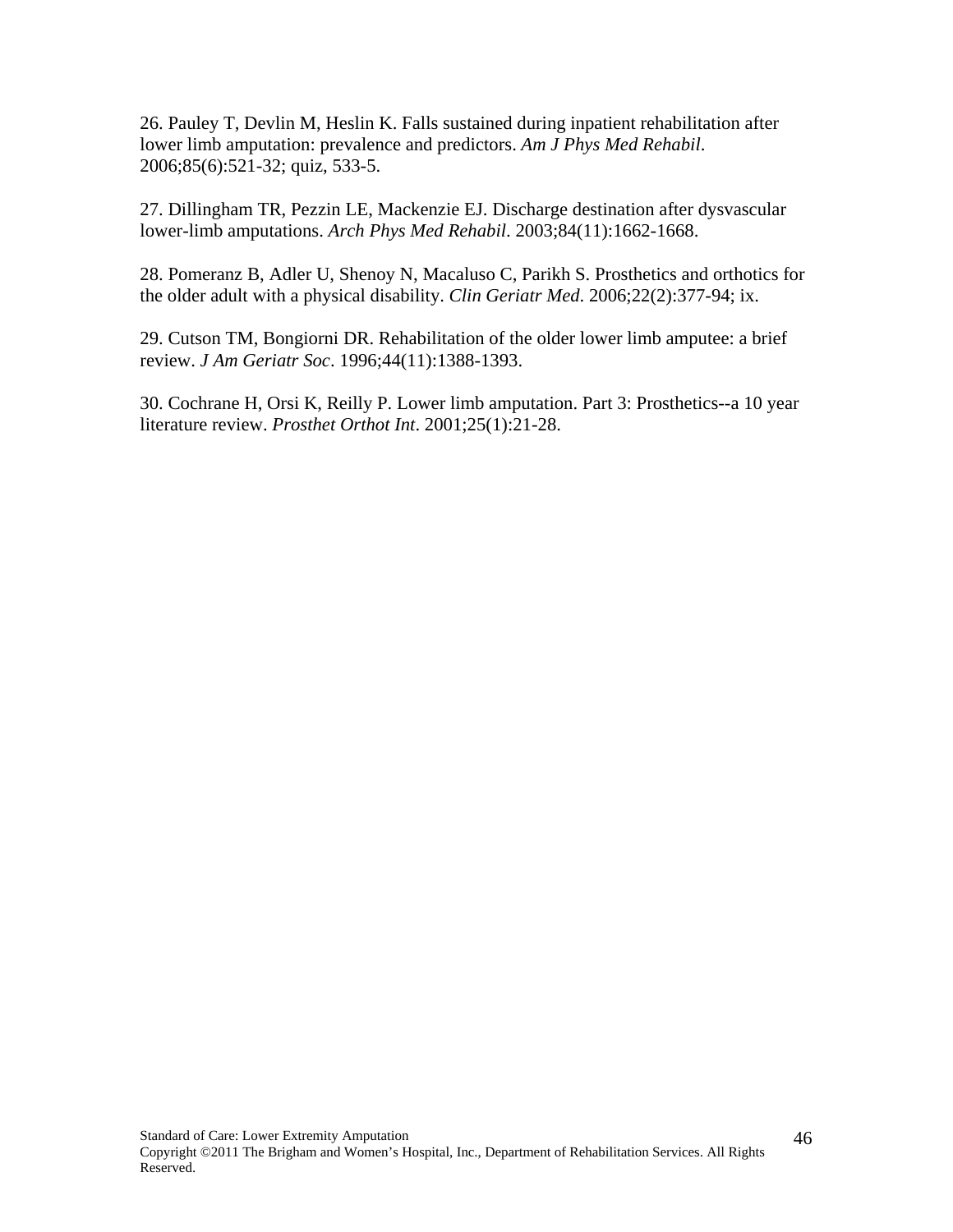26. Pauley T, Devlin M, Heslin K. Falls sustained during inpatient rehabilitation after lower limb amputation: prevalence and predictors. *Am J Phys Med Rehabil*. 2006;85(6):521-32; quiz, 533-5.

27. Dillingham TR, Pezzin LE, Mackenzie EJ. Discharge destination after dysvascular lower-limb amputations. *Arch Phys Med Rehabil*. 2003;84(11):1662-1668.

28. Pomeranz B, Adler U, Shenoy N, Macaluso C, Parikh S. Prosthetics and orthotics for the older adult with a physical disability. *Clin Geriatr Med*. 2006;22(2):377-94; ix.

29. Cutson TM, Bongiorni DR. Rehabilitation of the older lower limb amputee: a brief review. *J Am Geriatr Soc*. 1996;44(11):1388-1393.

30. Cochrane H, Orsi K, Reilly P. Lower limb amputation. Part 3: Prosthetics--a 10 year literature review. *Prosthet Orthot Int*. 2001;25(1):21-28.